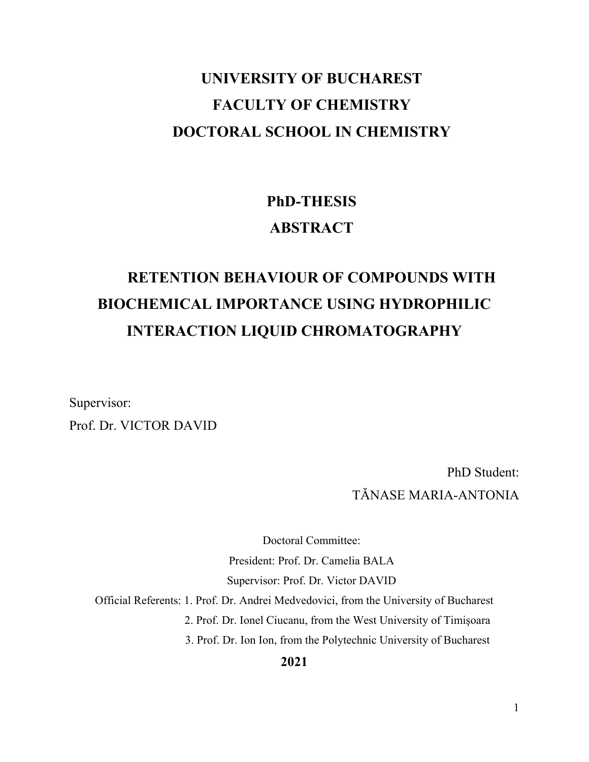# UNIVERSITY OF BUCHAREST
# FACULTY OF CHEMISTRY
# DOCTORAL SCHOOL IN CHEMISTRY

## PhD-THESIS
## ABSTRACT

# RETENTION BEHAVIOUR OF COMPOUNDS WITH BIOCHEMICAL IMPORTANCE USING HYDROPHILIC INTERACTION LIQUID CHROMATOGRAPHY

Supervisor:
Prof. Dr. VICTOR DAVID

PhD Student:
TĂNASE MARIA-ANTONIA

Doctoral Committee:

President: Prof. Dr. Camelia BALA

Supervisor: Prof. Dr. Victor DAVID

Official Referents:
1. Prof. Dr. Andrei Medvedovici, from the University of Bucharest
2. Prof. Dr. Ionel Ciucanu, from the West University of Timişoara
3. Prof. Dr. Ion Ion, from the Polytechnic University of Bucharest

**2021**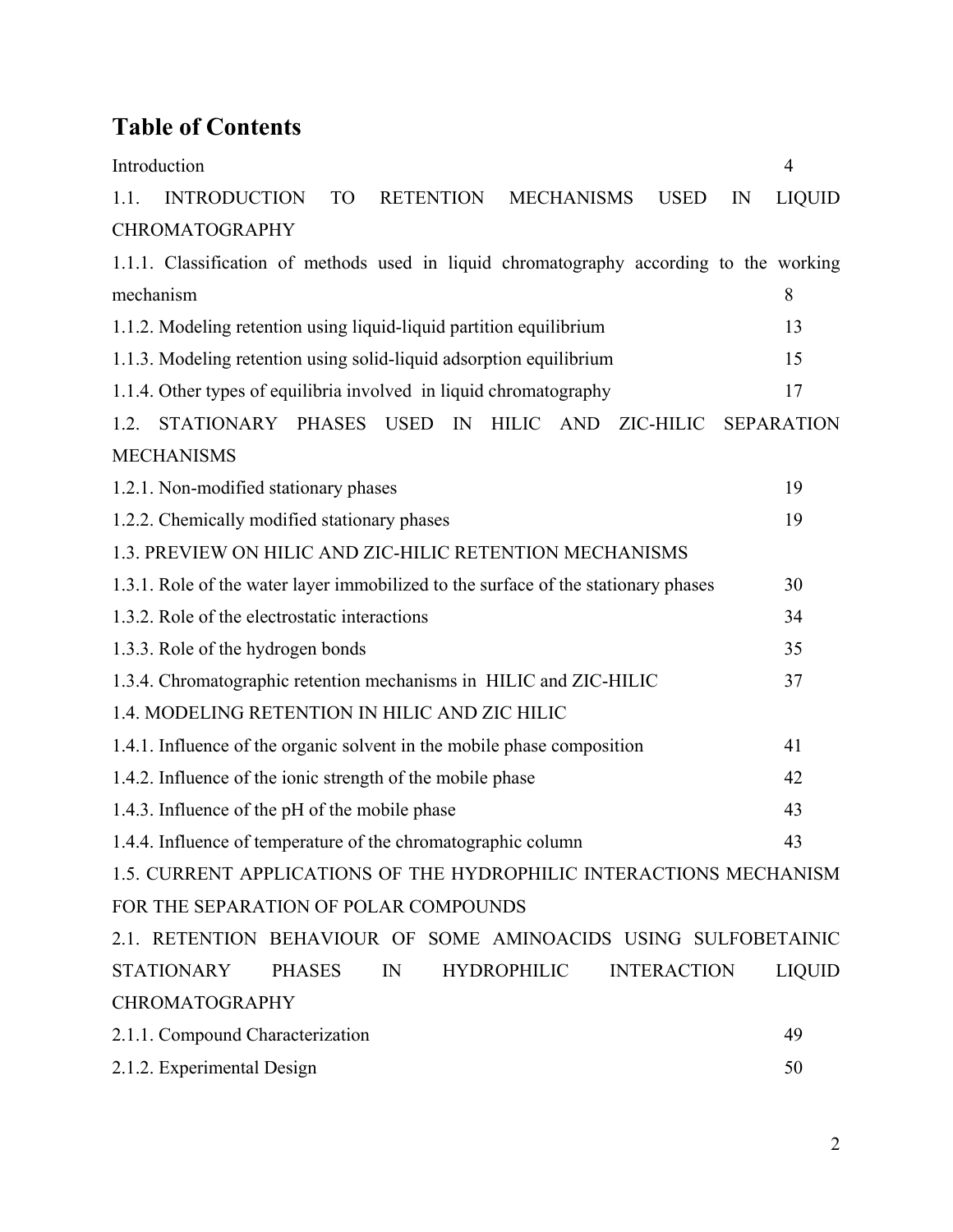## Table of Contents

| | |
|---|---|
| Introduction | 4 |
| 1.1. INTRODUCTION TO RETENTION MECHANISMS USED IN LIQUID CHROMATOGRAPHY | |
| 1.1.1. Classification of methods used in liquid chromatography according to the working mechanism | 8 |
| 1.1.2. Modeling retention using liquid-liquid partition equilibrium | 13 |
| 1.1.3. Modeling retention using solid-liquid adsorption equilibrium | 15 |
| 1.1.4. Other types of equilibria involved in liquid chromatography | 17 |
| 1.2. STATIONARY PHASES USED IN HILIC AND ZIC-HILIC SEPARATION MECHANISMS | |
| 1.2.1. Non-modified stationary phases | 19 |
| 1.2.2. Chemically modified stationary phases | 19 |
| 1.3. PREVIEW ON HILIC AND ZIC-HILIC RETENTION MECHANISMS | |
| 1.3.1. Role of the water layer immobilized to the surface of the stationary phases | 30 |
| 1.3.2. Role of the electrostatic interactions | 34 |
| 1.3.3. Role of the hydrogen bonds | 35 |
| 1.3.4. Chromatographic retention mechanisms in HILIC and ZIC-HILIC | 37 |
| 1.4. MODELING RETENTION IN HILIC AND ZIC HILIC | |
| 1.4.1. Influence of the organic solvent in the mobile phase composition | 41 |
| 1.4.2. Influence of the ionic strength of the mobile phase | 42 |
| 1.4.3. Influence of the pH of the mobile phase | 43 |
| 1.4.4. Influence of temperature of the chromatographic column | 43 |
| 1.5. CURRENT APPLICATIONS OF THE HYDROPHILIC INTERACTIONS MECHANISM FOR THE SEPARATION OF POLAR COMPOUNDS | |
| 2.1. RETENTION BEHAVIOUR OF SOME AMINOACIDS USING SULFOBETAINIC STATIONARY PHASES IN HYDROPHILIC INTERACTION LIQUID CHROMATOGRAPHY | |
| 2.1.1. Compound Characterization | 49 |
| 2.1.2. Experimental Design | 50 |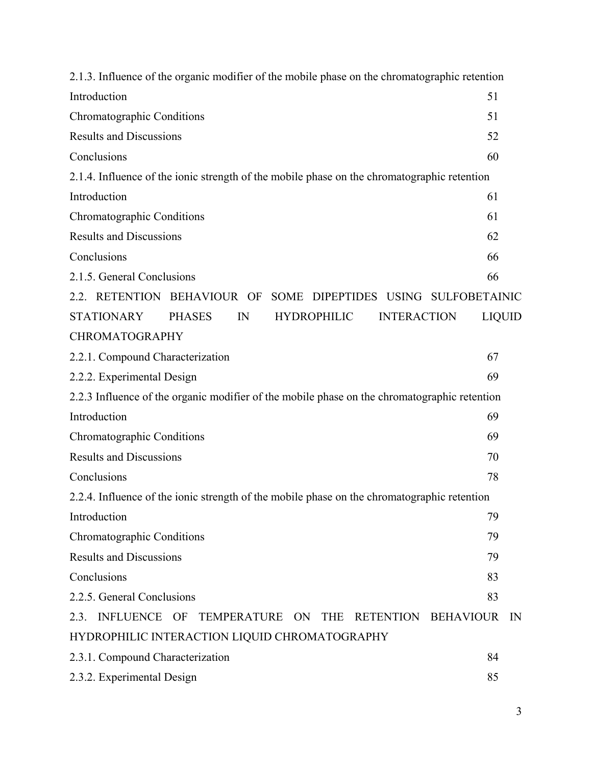2.1.3. Influence of the organic modifier of the mobile phase on the chromatographic retention

| | |
|---|---|
| Introduction | 51 |
| Chromatographic Conditions | 51 |
| Results and Discussions | 52 |
| Conclusions | 60 |

2.1.4. Influence of the ionic strength of the mobile phase on the chromatographic retention

| | |
|---|---|
| Introduction | 61 |
| Chromatographic Conditions | 61 |
| Results and Discussions | 62 |
| Conclusions | 66 |
| 2.1.5. General Conclusions | 66 |

2.2. RETENTION BEHAVIOUR OF SOME DIPEPTIDES USING SULFOBETAINIC STATIONARY PHASES IN HYDROPHILIC INTERACTION LIQUID CHROMATOGRAPHY

| | |
|---|---|
| 2.2.1. Compound Characterization | 67 |
| 2.2.2. Experimental Design | 69 |

2.2.3 Influence of the organic modifier of the mobile phase on the chromatographic retention

| | |
|---|---|
| Introduction | 69 |
| Chromatographic Conditions | 69 |
| Results and Discussions | 70 |
| Conclusions | 78 |

2.2.4. Influence of the ionic strength of the mobile phase on the chromatographic retention

| | |
|---|---|
| Introduction | 79 |
| Chromatographic Conditions | 79 |
| Results and Discussions | 79 |
| Conclusions | 83 |
| 2.2.5. General Conclusions | 83 |

2.3. INFLUENCE OF TEMPERATURE ON THE RETENTION BEHAVIOUR IN HYDROPHILIC INTERACTION LIQUID CHROMATOGRAPHY

| | |
|---|---|
| 2.3.1. Compound Characterization | 84 |
| 2.3.2. Experimental Design | 85 |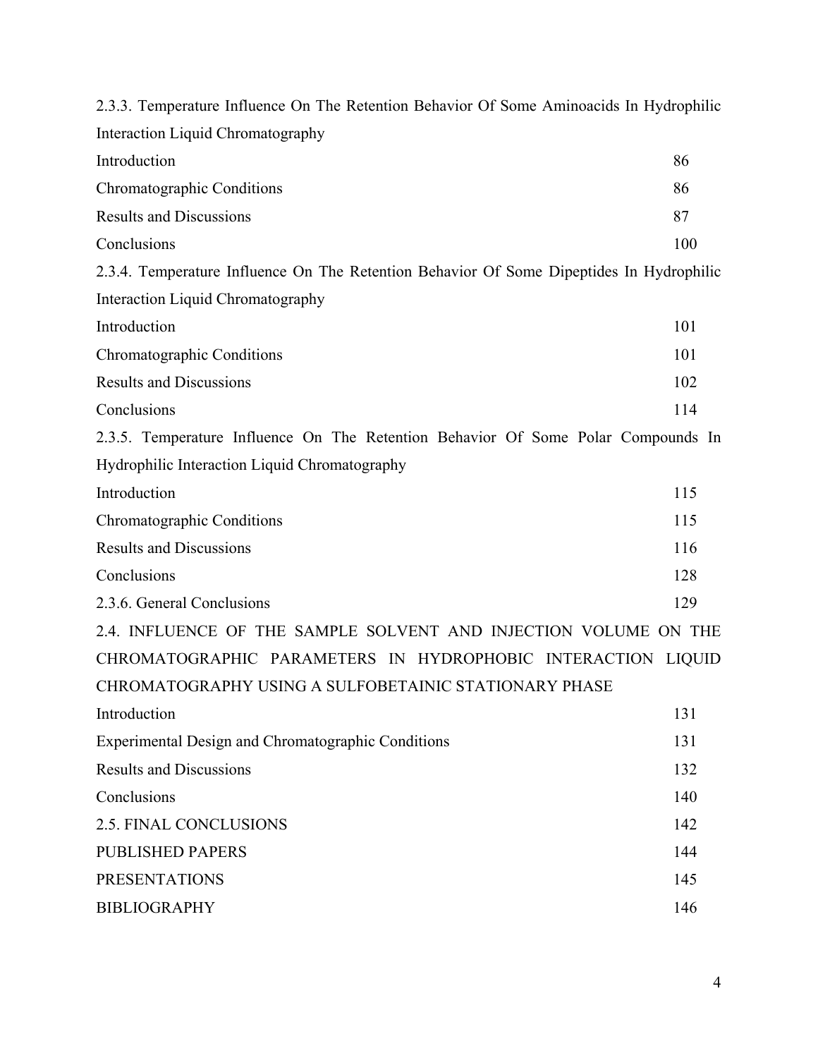2.3.3. Temperature Influence On The Retention Behavior Of Some Aminoacids In Hydrophilic Interaction Liquid Chromatography

| | |
|---|---|
| Introduction | 86 |
| Chromatographic Conditions | 86 |
| Results and Discussions | 87 |
| Conclusions | 100 |

2.3.4. Temperature Influence On The Retention Behavior Of Some Dipeptides In Hydrophilic Interaction Liquid Chromatography

| | |
|---|---|
| Introduction | 101 |
| Chromatographic Conditions | 101 |
| Results and Discussions | 102 |
| Conclusions | 114 |

2.3.5. Temperature Influence On The Retention Behavior Of Some Polar Compounds In Hydrophilic Interaction Liquid Chromatography

| | |
|---|---|
| Introduction | 115 |
| Chromatographic Conditions | 115 |
| Results and Discussions | 116 |
| Conclusions | 128 |
| 2.3.6. General Conclusions | 129 |

2.4. INFLUENCE OF THE SAMPLE SOLVENT AND INJECTION VOLUME ON THE CHROMATOGRAPHIC PARAMETERS IN HYDROPHOBIC INTERACTION LIQUID CHROMATOGRAPHY USING A SULFOBETAINIC STATIONARY PHASE

| | |
|---|---|
| Introduction | 131 |
| Experimental Design and Chromatographic Conditions | 131 |
| Results and Discussions | 132 |
| Conclusions | 140 |
| 2.5. FINAL CONCLUSIONS | 142 |
| PUBLISHED PAPERS | 144 |
| PRESENTATIONS | 145 |
| BIBLIOGRAPHY | 146 |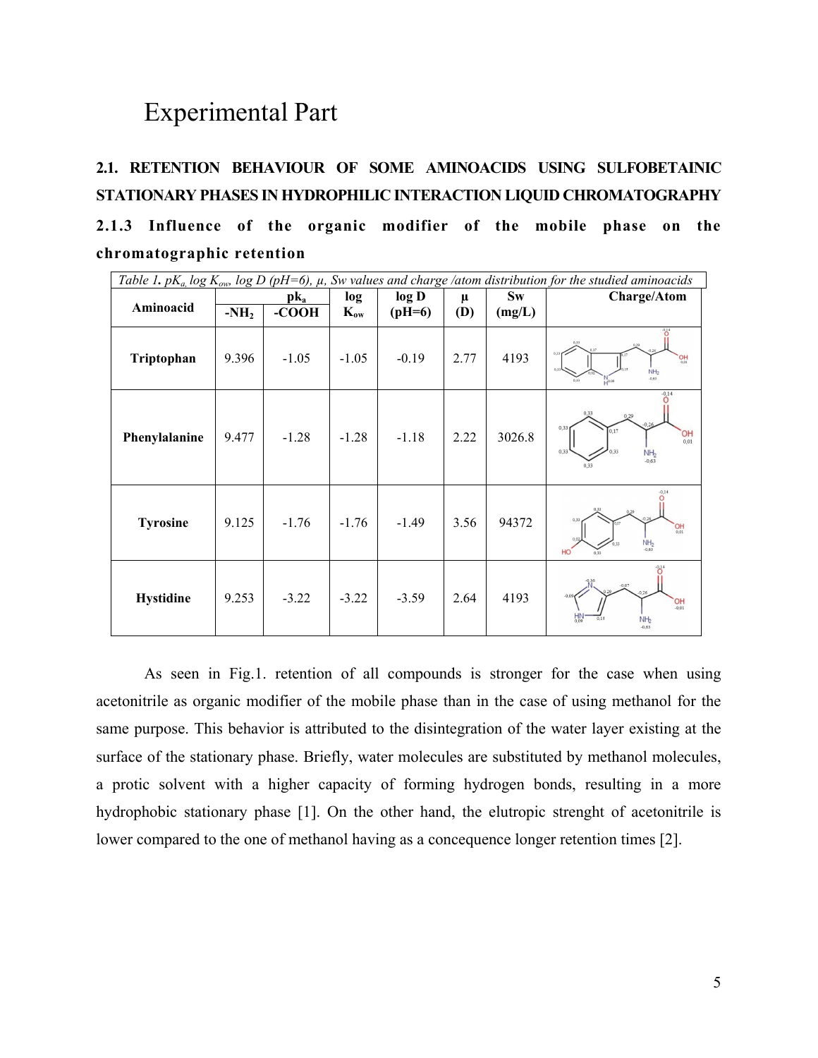# Experimental Part

## 2.1. RETENTION BEHAVIOUR OF SOME AMINOACIDS USING SULFOBETAINIC STATIONARY PHASES IN HYDROPHILIC INTERACTION LIQUID CHROMATOGRAPHY

### 2.1.3 Influence of the organic modifier of the mobile phase on the chromatographic retention

*Table 1. $pK_a$, log $K_{ow}$, log D (pH=6), μ, Sw values and charge /atom distribution for the studied aminoacids*

| Aminoacid | $pk_a$ | | log $K_{ow}$ | log D (pH=6) | μ (D) | Sw (mg/L) | Charge/Atom |
|---|---|---|---|---|---|---|---|
| | $-NH_2$ | -COOH | | | | | |
| **Triptophan** | 9.396 | -1.05 | -1.05 | -0.19 | 2.77 | 4193 | |
| **Phenylalanine** | 9.477 | -1.28 | -1.28 | -1.18 | 2.22 | 3026.8 | |
| **Tyrosine** | 9.125 | -1.76 | -1.76 | -1.49 | 3.56 | 94372 | |
| **Hystidine** | 9.253 | -3.22 | -3.22 | -3.59 | 2.64 | 4193 | |

As seen in Fig.1. retention of all compounds is stronger for the case when using acetonitrile as organic modifier of the mobile phase than in the case of using methanol for the same purpose. This behavior is attributed to the disintegration of the water layer existing at the surface of the stationary phase. Briefly, water molecules are substituted by methanol molecules, a protic solvent with a higher capacity of forming hydrogen bonds, resulting in a more hydrophobic stationary phase [1]. On the other hand, the elutropic strenght of acetonitrile is lower compared to the one of methanol having as a concequence longer retention times [2].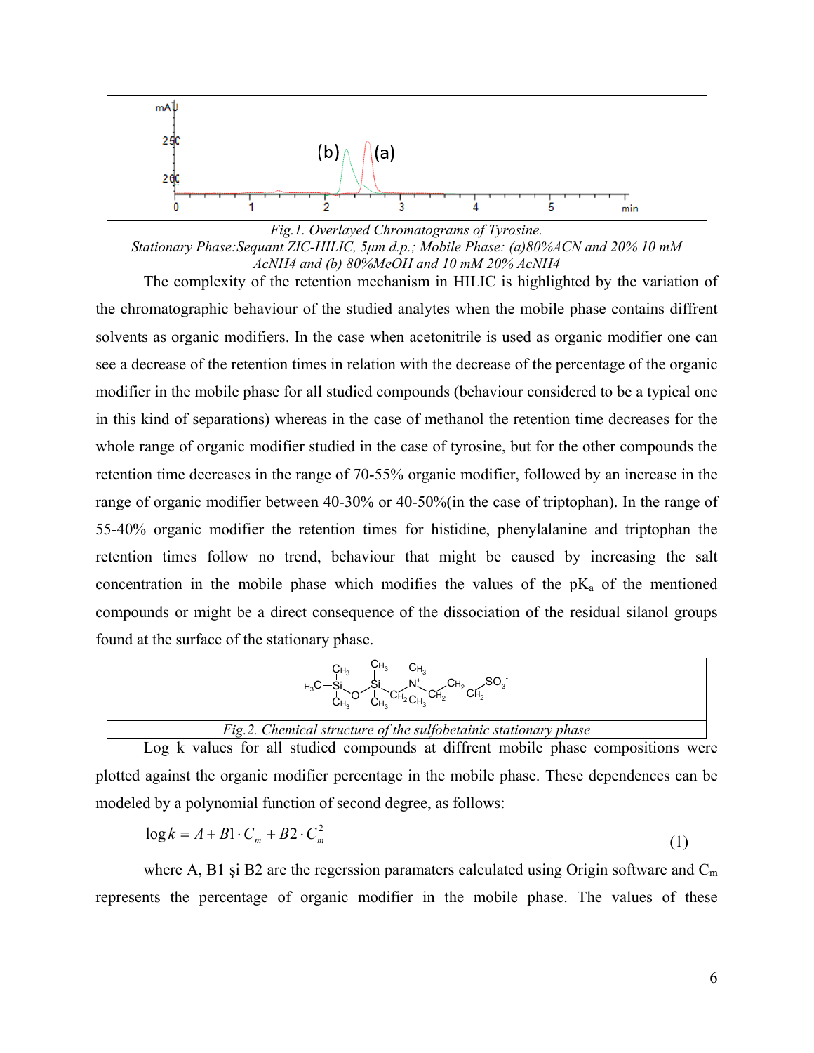*Fig.1. Overlayed Chromatograms of Tyrosine.*
*Stationary Phase:Sequant ZIC-HILIC, 5μm d.p.; Mobile Phase: (a)80%ACN and 20% 10 mM AcNH4 and (b) 80%MeOH and 10 mM 20% AcNH4*

The complexity of the retention mechanism in HILIC is highlighted by the variation of the chromatographic behaviour of the studied analytes when the mobile phase contains diffrent solvents as organic modifiers. In the case when acetonitrile is used as organic modifier one can see a decrease of the retention times in relation with the decrease of the percentage of the organic modifier in the mobile phase for all studied compounds (behaviour considered to be a typical one in this kind of separations) whereas in the case of methanol the retention time decreases for the whole range of organic modifier studied in the case of tyrosine, but for the other compounds the retention time decreases in the range of 70-55% organic modifier, followed by an increase in the range of organic modifier between 40-30% or 40-50%(in the case of triptophan). In the range of 55-40% organic modifier the retention times for histidine, phenylalanine and triptophan the retention times follow no trend, behaviour that might be caused by increasing the salt concentration in the mobile phase which modifies the values of the $pK_a$ of the mentioned compounds or might be a direct consequence of the dissociation of the residual silanol groups found at the surface of the stationary phase.

*Fig.2. Chemical structure of the sulfobetainic stationary phase*

Log k values for all studied compounds at diffrent mobile phase compositions were plotted against the organic modifier percentage in the mobile phase. These dependences can be modeled by a polynomial function of second degree, as follows:

$$\log k = A + B1 \cdot C_m + B2 \cdot C_m^2 \tag{1}$$

where A, B1 şi B2 are the regerssion paramaters calculated using Origin software and $C_m$ represents the percentage of organic modifier in the mobile phase. The values of these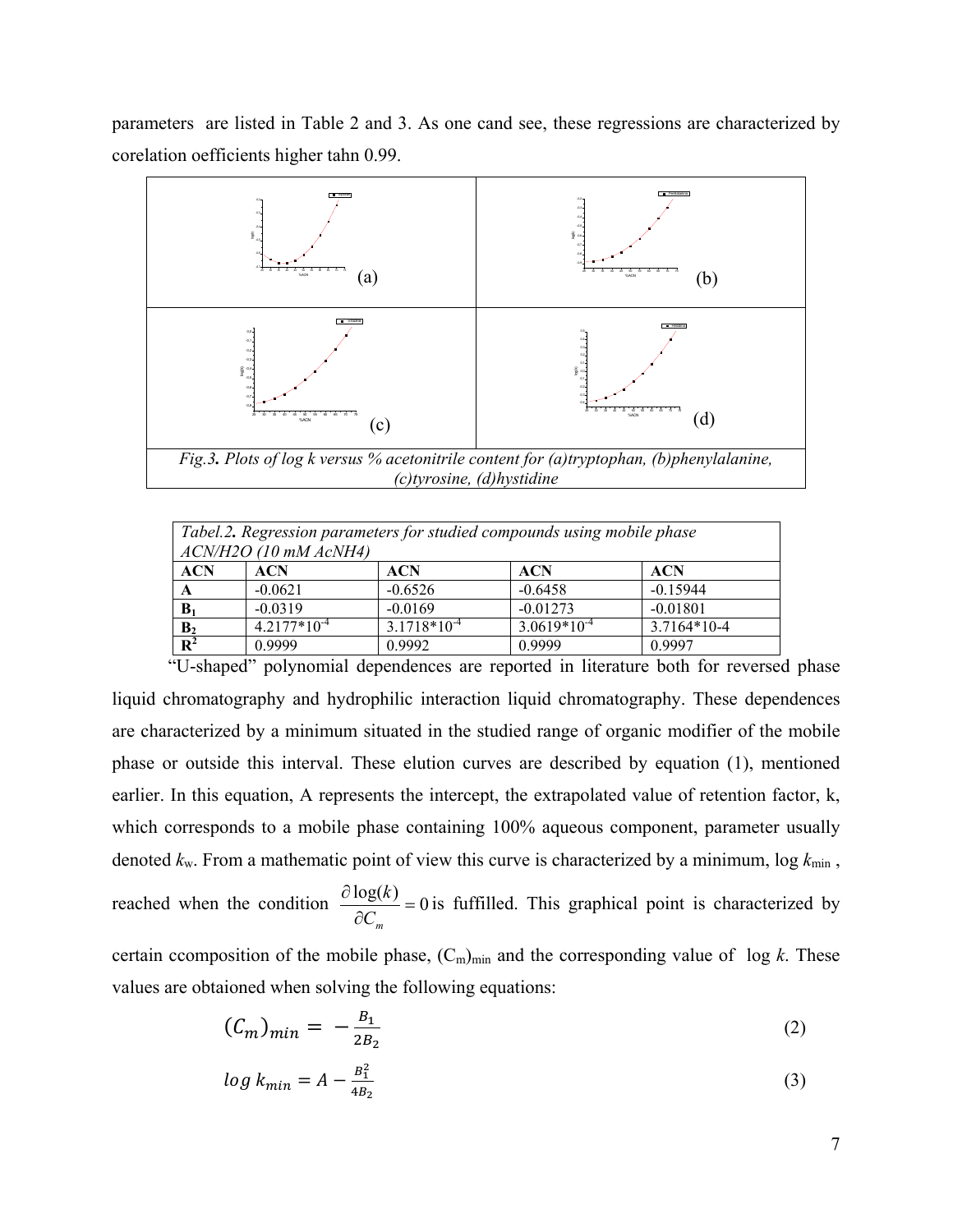parameters are listed in Table 2 and 3. As one cand see, these regressions are characterized by corelation oefficients higher tahn 0.99.

*Fig.3. Plots of log k versus % acetonitrile content for (a)tryptophan, (b)phenylalanine, (c)tyrosine, (d)hystidine*

*Tabel.2. Regression parameters for studied compounds using mobile phase ACN/H2O (10 mM AcNH4)*

| ACN | ACN | ACN | ACN | ACN |
|---|---|---|---|---|
| A | -0.0621 | -0.6526 | -0.6458 | -0.15944 |
| $B_1$ | -0.0319 | -0.0169 | -0.01273 | -0.01801 |
| $B_2$ | $4.2177 \cdot 10^{-4}$ | $3.1718 \cdot 10^{-4}$ | $3.0619 \cdot 10^{-4}$ | 3.7164*10-4 |
| $R^2$ | 0.9999 | 0.9992 | 0.9999 | 0.9997 |

"U-shaped" polynomial dependences are reported in literature both for reversed phase liquid chromatography and hydrophilic interaction liquid chromatography. These dependences are characterized by a minimum situated in the studied range of organic modifier of the mobile phase or outside this interval. These elution curves are described by equation (1), mentioned earlier. In this equation, A represents the intercept, the extrapolated value of retention factor, k, which corresponds to a mobile phase containing 100% aqueous component, parameter usually denoted $k_w$. From a mathematic point of view this curve is characterized by a minimum, $\log k_{min}$, reached when the condition $\frac{\partial \log(k)}{\partial C_m} = 0$ is fulfilled. This graphical point is characterized by certain ccomposition of the mobile phase, $(C_m)_{min}$ and the corresponding value of log *k*. These values are obtaioned when solving the following equations:

$$(C_m)_{min} = -\frac{B_1}{2B_2} \tag{2}$$

$$\log k_{min} = A - \frac{B_1^2}{4B_2} \tag{3}$$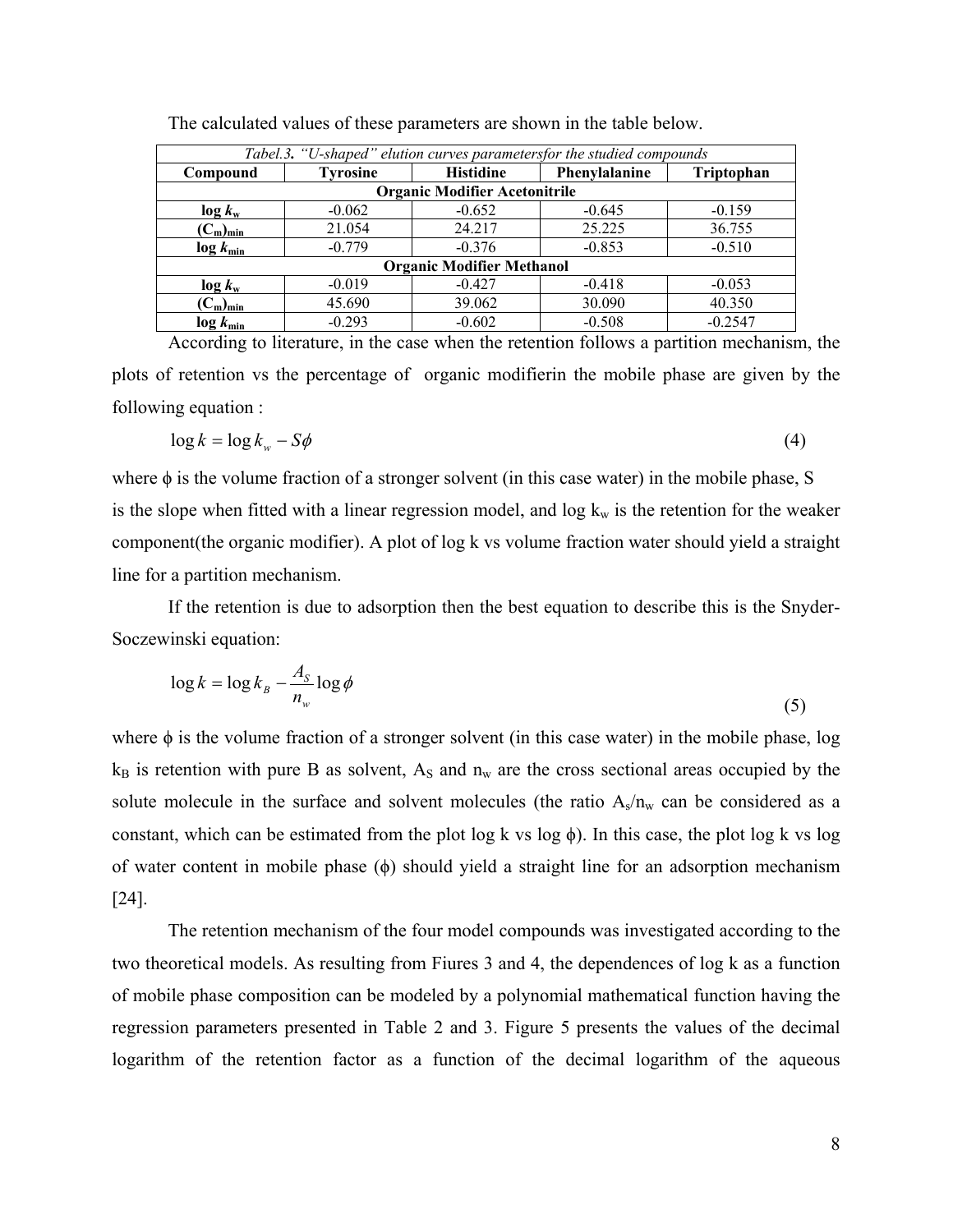The calculated values of these parameters are shown in the table below.

*Tabel.3. "U-shaped" elution curves parametersfor the studied compounds*

| Compound | Tyrosine | Histidine | Phenylalanine | Triptophan |
|---|---|---|---|---|
| **Organic Modifier Acetonitrile** | | | | |
| **$\log k_w$** | -0.062 | -0.652 | -0.645 | -0.159 |
| **$(C_m)_{min}$** | 21.054 | 24.217 | 25.225 | 36.755 |
| **$\log k_{min}$** | -0.779 | -0.376 | -0.853 | -0.510 |
| **Organic Modifier Methanol** | | | | |
| **$\log k_w$** | -0.019 | -0.427 | -0.418 | -0.053 |
| **$(C_m)_{min}$** | 45.690 | 39.062 | 30.090 | 40.350 |
| **$\log k_{min}$** | -0.293 | -0.602 | -0.508 | -0.2547 |

According to literature, in the case when the retention follows a partition mechanism, the plots of retention vs the percentage of organic modifierin the mobile phase are given by the following equation :

$$\log k = \log k_w - S\phi \tag{4}$$

where $\phi$ is the volume fraction of a stronger solvent (in this case water) in the mobile phase, S is the slope when fitted with a linear regression model, and $\log k_w$ is the retention for the weaker component(the organic modifier). A plot of log k vs volume fraction water should yield a straight line for a partition mechanism.

If the retention is due to adsorption then the best equation to describe this is the Snyder-Soczewinski equation:

$$\log k = \log k_B - \frac{A_S}{n_w}\log\phi \tag{5}$$

where $\phi$ is the volume fraction of a stronger solvent (in this case water) in the mobile phase, $\log k_B$ is retention with pure B as solvent, $A_S$ and $n_w$ are the cross sectional areas occupied by the solute molecule in the surface and solvent molecules (the ratio $A_s/n_w$ can be considered as a constant, which can be estimated from the plot log k vs log $\phi$). In this case, the plot log k vs log of water content in mobile phase ($\phi$) should yield a straight line for an adsorption mechanism [24].

The retention mechanism of the four model compounds was investigated according to the two theoretical models. As resulting from Fiures 3 and 4, the dependences of log k as a function of mobile phase composition can be modeled by a polynomial mathematical function having the regression parameters presented in Table 2 and 3. Figure 5 presents the values of the decimal logarithm of the retention factor as a function of the decimal logarithm of the aqueous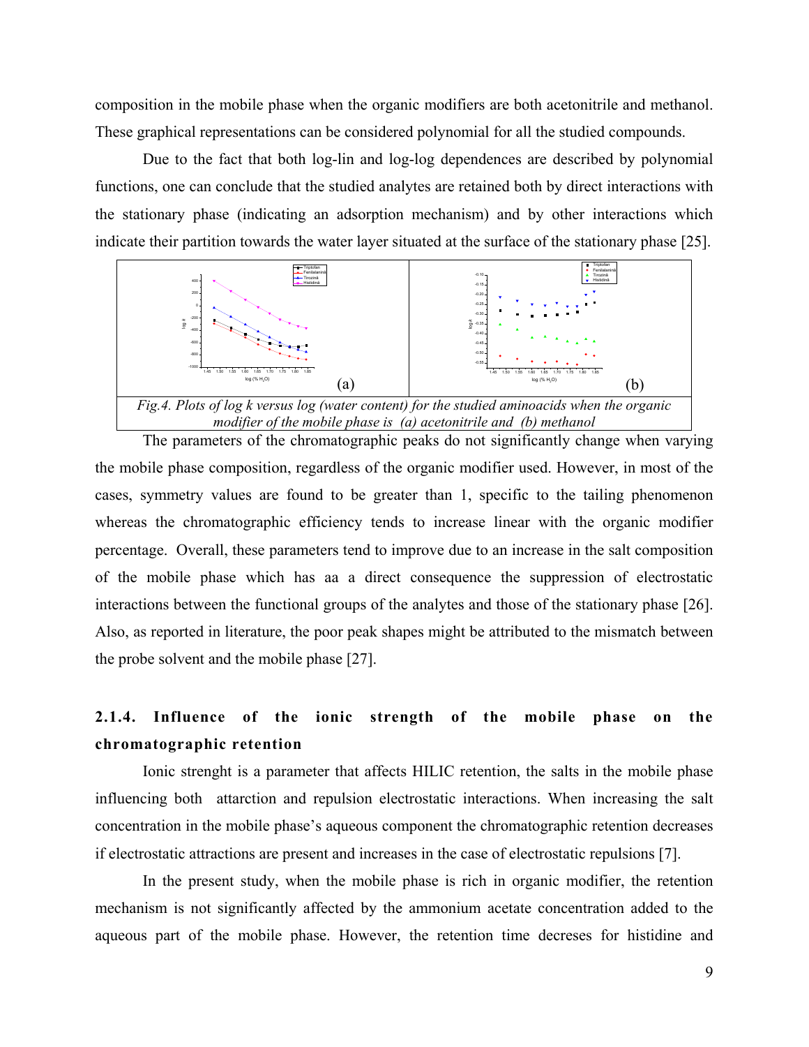composition in the mobile phase when the organic modifiers are both acetonitrile and methanol. These graphical representations can be considered polynomial for all the studied compounds.

Due to the fact that both log-lin and log-log dependences are described by polynomial functions, one can conclude that the studied analytes are retained both by direct interactions with the stationary phase (indicating an adsorption mechanism) and by other interactions which indicate their partition towards the water layer situated at the surface of the stationary phase [25].

*Fig.4. Plots of log k versus log (water content) for the studied aminoacids when the organic modifier of the mobile phase is (a) acetonitrile and (b) methanol*

The parameters of the chromatographic peaks do not significantly change when varying the mobile phase composition, regardless of the organic modifier used. However, in most of the cases, symmetry values are found to be greater than 1, specific to the tailing phenomenon whereas the chromatographic efficiency tends to increase linear with the organic modifier percentage. Overall, these parameters tend to improve due to an increase in the salt composition of the mobile phase which has aa a direct consequence the suppression of electrostatic interactions between the functional groups of the analytes and those of the stationary phase [26]. Also, as reported in literature, the poor peak shapes might be attributed to the mismatch between the probe solvent and the mobile phase [27].

### 2.1.4. Influence of the ionic strength of the mobile phase on the chromatographic retention

Ionic strenght is a parameter that affects HILIC retention, the salts in the mobile phase influencing both attarction and repulsion electrostatic interactions. When increasing the salt concentration in the mobile phase's aqueous component the chromatographic retention decreases if electrostatic attractions are present and increases in the case of electrostatic repulsions [7].

In the present study, when the mobile phase is rich in organic modifier, the retention mechanism is not significantly affected by the ammonium acetate concentration added to the aqueous part of the mobile phase. However, the retention time decreses for histidine and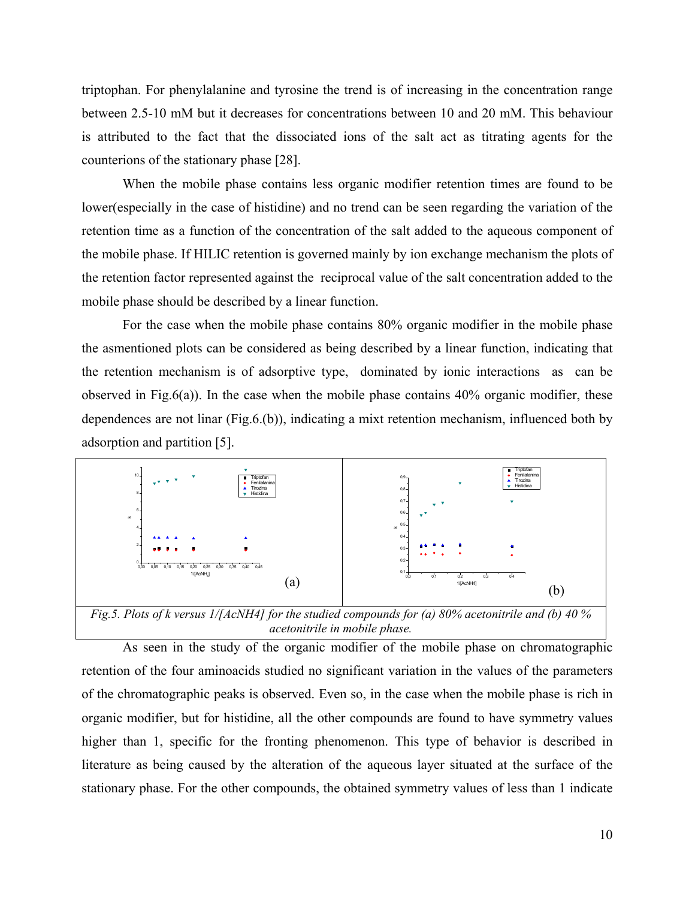triptophan. For phenylalanine and tyrosine the trend is of increasing in the concentration range between 2.5-10 mM but it decreases for concentrations between 10 and 20 mM. This behaviour is attributed to the fact that the dissociated ions of the salt act as titrating agents for the counterions of the stationary phase [28].

When the mobile phase contains less organic modifier retention times are found to be lower(especially in the case of histidine) and no trend can be seen regarding the variation of the retention time as a function of the concentration of the salt added to the aqueous component of the mobile phase. If HILIC retention is governed mainly by ion exchange mechanism the plots of the retention factor represented against the reciprocal value of the salt concentration added to the mobile phase should be described by a linear function.

For the case when the mobile phase contains 80% organic modifier in the mobile phase the asmentioned plots can be considered as being described by a linear function, indicating that the retention mechanism is of adsorptive type, dominated by ionic interactions as can be observed in Fig.6(a)). In the case when the mobile phase contains 40% organic modifier, these dependences are not linar (Fig.6.(b)), indicating a mixt retention mechanism, influenced both by adsorption and partition [5].

*Fig.5. Plots of k versus 1/[AcNH4] for the studied compounds for (a) 80% acetonitrile and (b) 40 % acetonitrile in mobile phase.*

As seen in the study of the organic modifier of the mobile phase on chromatographic retention of the four aminoacids studied no significant variation in the values of the parameters of the chromatographic peaks is observed. Even so, in the case when the mobile phase is rich in organic modifier, but for histidine, all the other compounds are found to have symmetry values higher than 1, specific for the fronting phenomenon. This type of behavior is described in literature as being caused by the alteration of the aqueous layer situated at the surface of the stationary phase. For the other compounds, the obtained symmetry values of less than 1 indicate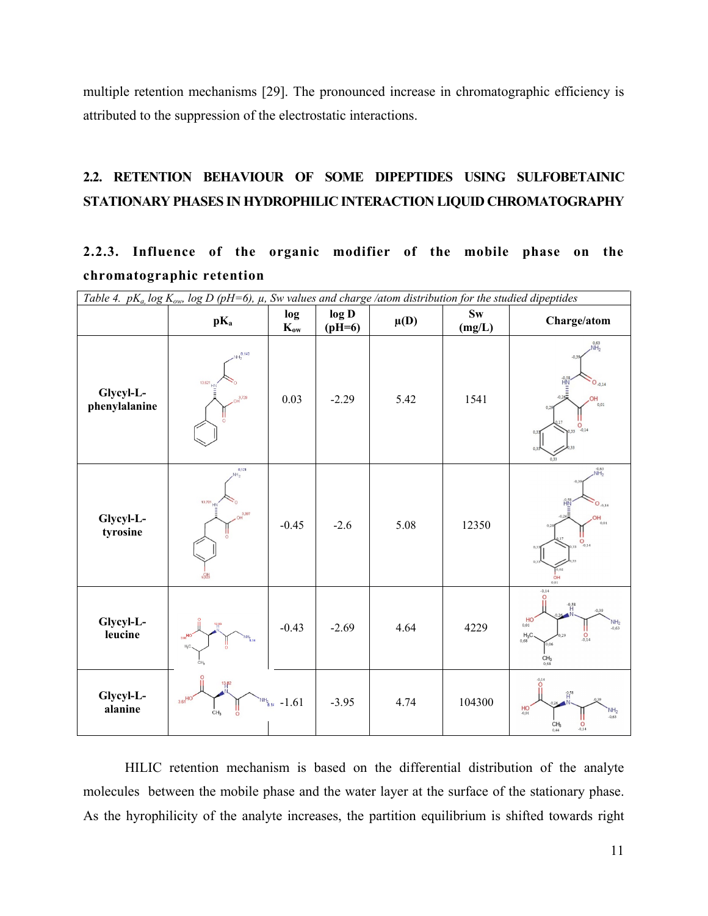multiple retention mechanisms [29]. The pronounced increase in chromatographic efficiency is attributed to the suppression of the electrostatic interactions.

## 2.2. RETENTION BEHAVIOUR OF SOME DIPEPTIDES USING SULFOBETAINIC STATIONARY PHASES IN HYDROPHILIC INTERACTION LIQUID CHROMATOGRAPHY

### 2.2.3. Influence of the organic modifier of the mobile phase on the chromatographic retention

*Table 4. $pK_a$, log $K_{ow}$, log D (pH=6), μ, Sw values and charge /atom distribution for the studied dipeptides*

| | $pK_a$ | log $K_{ow}$ | log D (pH=6) | μ(D) | Sw (mg/L) | Charge/atom |
|---|---|---|---|---|---|---|
| **Glycyl-L-phenylalanine** | | 0.03 | -2.29 | 5.42 | 1541 | |
| **Glycyl-L-tyrosine** | | -0.45 | -2.6 | 5.08 | 12350 | |
| **Glycyl-L-leucine** | | -0.43 | -2.69 | 4.64 | 4229 | |
| **Glycyl-L-alanine** | | -1.61 | -3.95 | 4.74 | 104300 | |

HILIC retention mechanism is based on the differential distribution of the analyte molecules between the mobile phase and the water layer at the surface of the stationary phase. As the hyrophilicity of the analyte increases, the partition equilibrium is shifted towards right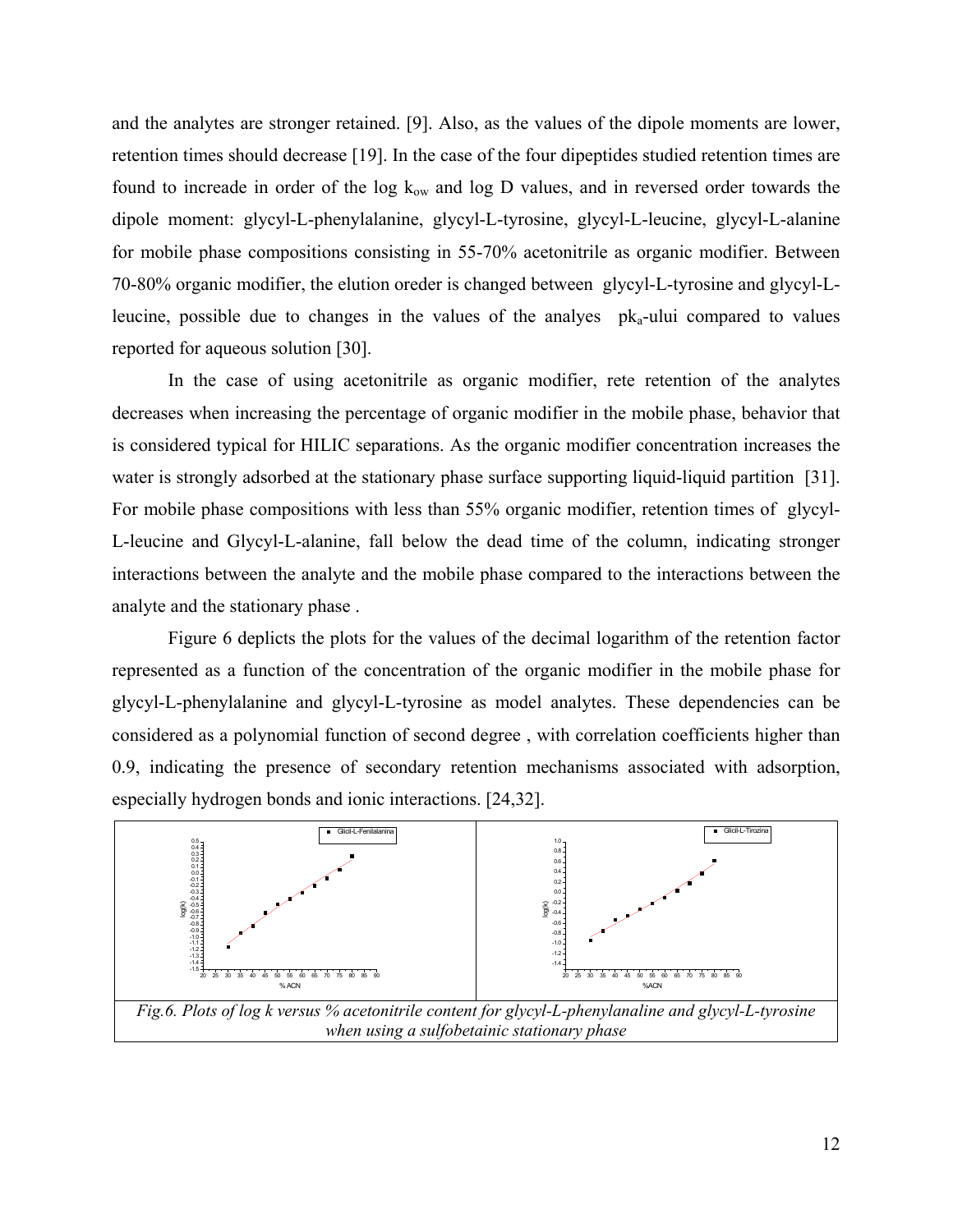and the analytes are stronger retained. [9]. Also, as the values of the dipole moments are lower, retention times should decrease [19]. In the case of the four dipeptides studied retention times are found to increade in order of the log $k_{ow}$ and log D values, and in reversed order towards the dipole moment: glycyl-L-phenylalanine, glycyl-L-tyrosine, glycyl-L-leucine, glycyl-L-alanine for mobile phase compositions consisting in 55-70% acetonitrile as organic modifier. Between 70-80% organic modifier, the elution oreder is changed between glycyl-L-tyrosine and glycyl-L-leucine, possible due to changes in the values of the analyes $pk_a$-ului compared to values reported for aqueous solution [30].

In the case of using acetonitrile as organic modifier, rete retention of the analytes decreases when increasing the percentage of organic modifier in the mobile phase, behavior that is considered typical for HILIC separations. As the organic modifier concentration increases the water is strongly adsorbed at the stationary phase surface supporting liquid-liquid partition [31]. For mobile phase compositions with less than 55% organic modifier, retention times of glycyl-L-leucine and Glycyl-L-alanine, fall below the dead time of the column, indicating stronger interactions between the analyte and the mobile phase compared to the interactions between the analyte and the stationary phase .

Figure 6 deplicts the plots for the values of the decimal logarithm of the retention factor represented as a function of the concentration of the organic modifier in the mobile phase for glycyl-L-phenylalanine and glycyl-L-tyrosine as model analytes. These dependencies can be considered as a polynomial function of second degree , with correlation coefficients higher than 0.9, indicating the presence of secondary retention mechanisms associated with adsorption, especially hydrogen bonds and ionic interactions. [24,32].

*Fig.6. Plots of log k versus % acetonitrile content for glycyl-L-phenylanaline and glycyl-L-tyrosine when using a sulfobetainic stationary phase*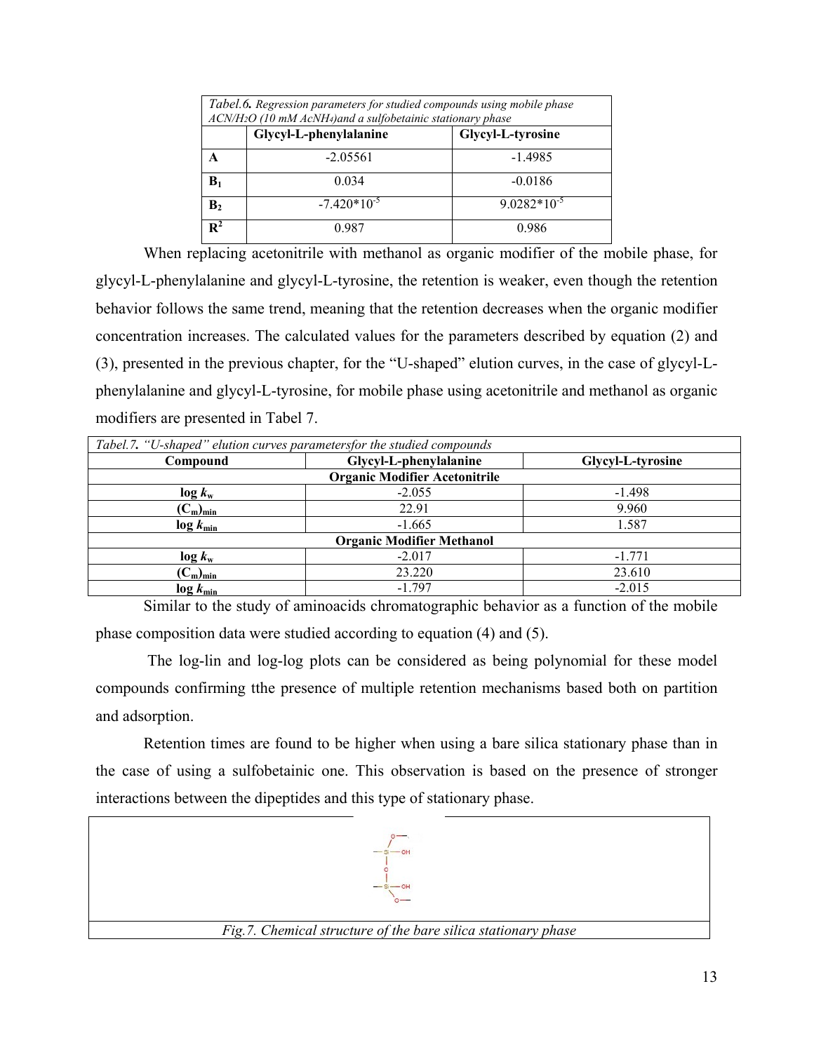| *Tabel.6. Regression parameters for studied compounds using mobile phase ACN/H2O (10 mM AcNH4)and a sulfobetainic stationary phase* | | |
|---|---|---|
| | **Glycyl-L-phenylalanine** | **Glycyl-L-tyrosine** |
| **A** | -2.05561 | -1.4985 |
| **$B_1$** | 0.034 | -0.0186 |
| **$B_2$** | $-7.420 \cdot 10^{-5}$ | $9.0282 \cdot 10^{-5}$ |
| **$R^2$** | 0.987 | 0.986 |

When replacing acetonitrile with methanol as organic modifier of the mobile phase, for glycyl-L-phenylalanine and glycyl-L-tyrosine, the retention is weaker, even though the retention behavior follows the same trend, meaning that the retention decreases when the organic modifier concentration increases. The calculated values for the parameters described by equation (2) and (3), presented in the previous chapter, for the "U-shaped" elution curves, in the case of glycyl-L-phenylalanine and glycyl-L-tyrosine, for mobile phase using acetonitrile and methanol as organic modifiers are presented in Tabel 7.

| *Tabel.7. "U-shaped" elution curves parametersfor the studied compounds* | | |
|---|---|---|
| **Compound** | **Glycyl-L-phenylalanine** | **Glycyl-L-tyrosine** |
| **Organic Modifier Acetonitrile** | | |
| **$\log k_w$** | -2.055 | -1.498 |
| **$(C_m)_{min}$** | 22.91 | 9.960 |
| **$\log k_{min}$** | -1.665 | 1.587 |
| **Organic Modifier Methanol** | | |
| **$\log k_w$** | -2.017 | -1.771 |
| **$(C_m)_{min}$** | 23.220 | 23.610 |
| **$\log k_{min}$** | -1.797 | -2.015 |

Similar to the study of aminoacids chromatographic behavior as a function of the mobile phase composition data were studied according to equation (4) and (5).

The log-lin and log-log plots can be considered as being polynomial for these model compounds confirming tthe presence of multiple retention mechanisms based both on partition and adsorption.

Retention times are found to be higher when using a bare silica stationary phase than in the case of using a sulfobetainic one. This observation is based on the presence of stronger interactions between the dipeptides and this type of stationary phase.

*Fig.7. Chemical structure of the bare silica stationary phase*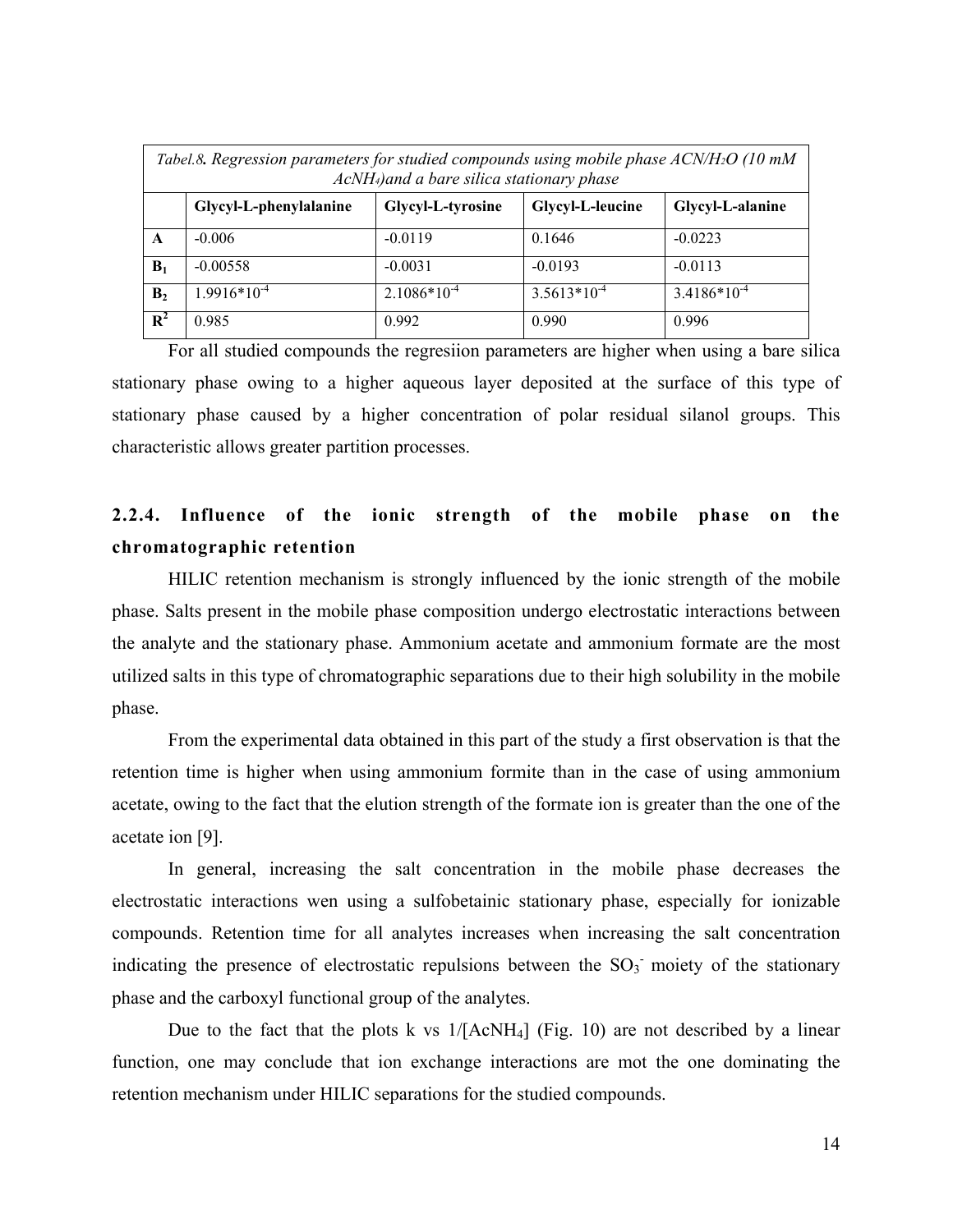| *Tabel.8. Regression parameters for studied compounds using mobile phase ACN/$H_2O$ (10 mM $AcNH_4$)and a bare silica stationary phase* | | | | |
|---|---|---|---|---|
| | **Glycyl-L-phenylalanine** | **Glycyl-L-tyrosine** | **Glycyl-L-leucine** | **Glycyl-L-alanine** |
| **A** | -0.006 | -0.0119 | 0.1646 | -0.0223 |
| **$B_1$** | -0.00558 | -0.0031 | -0.0193 | -0.0113 |
| **$B_2$** | $1.9916 \cdot 10^{-4}$ | $2.1086 \cdot 10^{-4}$ | $3.5613 \cdot 10^{-4}$ | $3.4186 \cdot 10^{-4}$ |
| **$R^2$** | 0.985 | 0.992 | 0.990 | 0.996 |

For all studied compounds the regresiion parameters are higher when using a bare silica stationary phase owing to a higher aqueous layer deposited at the surface of this type of stationary phase caused by a higher concentration of polar residual silanol groups. This characteristic allows greater partition processes.

### 2.2.4. Influence of the ionic strength of the mobile phase on the chromatographic retention

HILIC retention mechanism is strongly influenced by the ionic strength of the mobile phase. Salts present in the mobile phase composition undergo electrostatic interactions between the analyte and the stationary phase. Ammonium acetate and ammonium formate are the most utilized salts in this type of chromatographic separations due to their high solubility in the mobile phase.

From the experimental data obtained in this part of the study a first observation is that the retention time is higher when using ammonium formite than in the case of using ammonium acetate, owing to the fact that the elution strength of the formate ion is greater than the one of the acetate ion [9].

In general, increasing the salt concentration in the mobile phase decreases the electrostatic interactions wen using a sulfobetainic stationary phase, especially for ionizable compounds. Retention time for all analytes increases when increasing the salt concentration indicating the presence of electrostatic repulsions between the $SO_3^-$ moiety of the stationary phase and the carboxyl functional group of the analytes.

Due to the fact that the plots k vs $1/[AcNH_4]$ (Fig. 10) are not described by a linear function, one may conclude that ion exchange interactions are mot the one dominating the retention mechanism under HILIC separations for the studied compounds.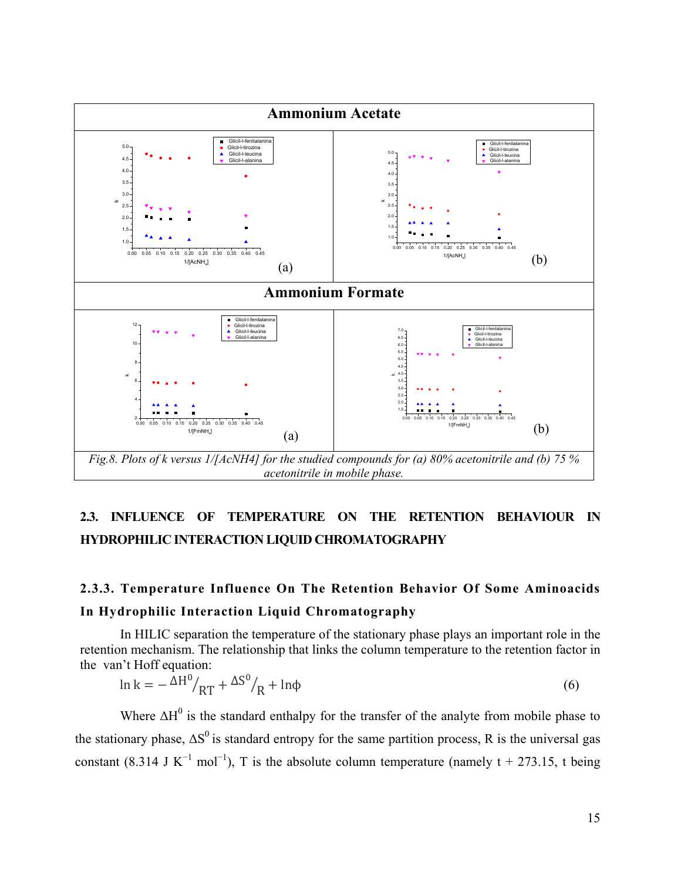**Ammonium Acetate**

(a) (b)

**Ammonium Formate**

(a) (b)

*Fig.8. Plots of k versus 1/[AcNH4] for the studied compounds for (a) 80% acetonitrile and (b) 75 % acetonitrile in mobile phase.*

## 2.3. INFLUENCE OF TEMPERATURE ON THE RETENTION BEHAVIOUR IN HYDROPHILIC INTERACTION LIQUID CHROMATOGRAPHY

### 2.3.3. Temperature Influence On The Retention Behavior Of Some Aminoacids In Hydrophilic Interaction Liquid Chromatography

In HILIC separation the temperature of the stationary phase plays an important role in the retention mechanism. The relationship that links the column temperature to the retention factor in the van't Hoff equation:

$$\ln k = -\Delta H^0/_{RT} + \Delta S^0/_{R} + \ln\phi \qquad (6)$$

Where $\Delta H^0$ is the standard enthalpy for the transfer of the analyte from mobile phase to the stationary phase, $\Delta S^0$ is standard entropy for the same partition process, R is the universal gas constant (8.314 J $K^{-1}$ $mol^{-1}$), T is the absolute column temperature (namely t + 273.15, t being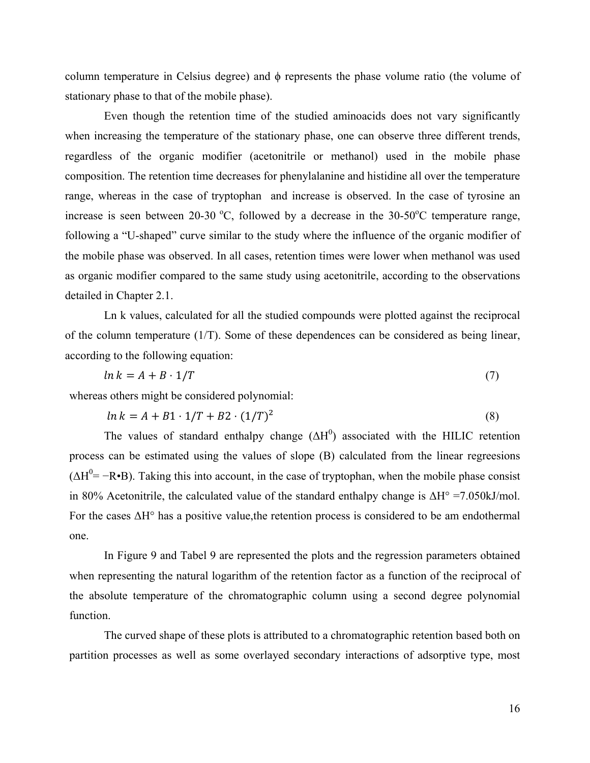column temperature in Celsius degree) and $\phi$ represents the phase volume ratio (the volume of stationary phase to that of the mobile phase).

Even though the retention time of the studied aminoacids does not vary significantly when increasing the temperature of the stationary phase, one can observe three different trends, regardless of the organic modifier (acetonitrile or methanol) used in the mobile phase composition. The retention time decreases for phenylalanine and histidine all over the temperature range, whereas in the case of tryptophan and increase is observed. In the case of tyrosine an increase is seen between 20-30 $^{o}$C, followed by a decrease in the 30-50$^{o}$C temperature range, following a "U-shaped" curve similar to the study where the influence of the organic modifier of the mobile phase was observed. In all cases, retention times were lower when methanol was used as organic modifier compared to the same study using acetonitrile, according to the observations detailed in Chapter 2.1.

Ln k values, calculated for all the studied compounds were plotted against the reciprocal of the column temperature (1/T). Some of these dependences can be considered as being linear, according to the following equation:

$$ln\,k = A + B \cdot 1/T \qquad (7)$$

whereas others might be considered polynomial:

$$ln\,k = A + B1 \cdot 1/T + B2 \cdot (1/T)^2 \qquad (8)$$

The values of standard enthalpy change ($\Delta H^0$) associated with the HILIC retention process can be estimated using the values of slope (B) calculated from the linear regreesions ($\Delta H^0 = -R \cdot B$). Taking this into account, in the case of tryptophan, when the mobile phase consist in 80% Acetonitrile, the calculated value of the standard enthalpy change is $\Delta H° = 7.050$kJ/mol. For the cases $\Delta H°$ has a positive value,the retention process is considered to be am endothermal one.

In Figure 9 and Tabel 9 are represented the plots and the regression parameters obtained when representing the natural logarithm of the retention factor as a function of the reciprocal of the absolute temperature of the chromatographic column using a second degree polynomial function.

The curved shape of these plots is attributed to a chromatographic retention based both on partition processes as well as some overlayed secondary interactions of adsorptive type, most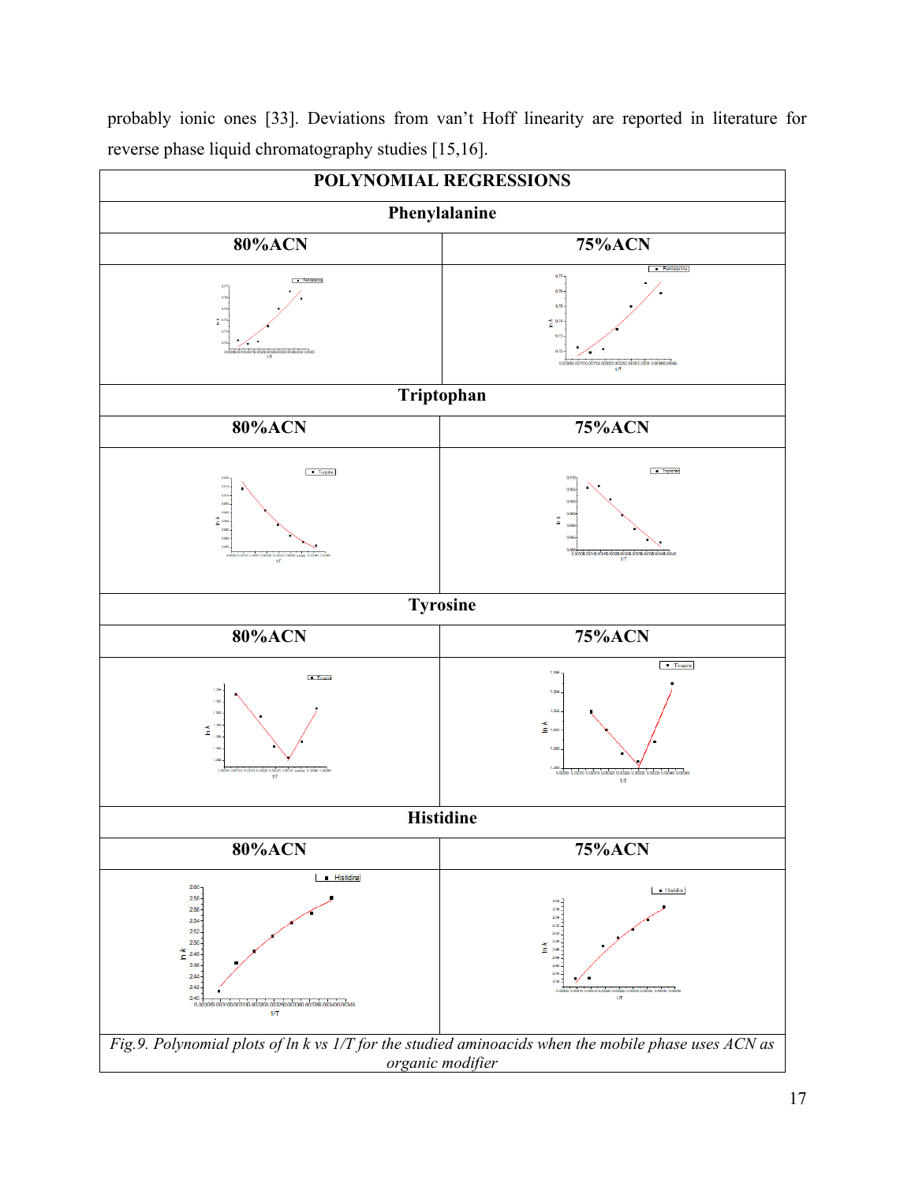probably ionic ones [33]. Deviations from van't Hoff linearity are reported in literature for reverse phase liquid chromatography studies [15,16].

| POLYNOMIAL REGRESSIONS | |
|---|---|
| **Phenylalanine** | |
| **80%ACN** | **75%ACN** |
| | |
| **Triptophan** | |
| **80%ACN** | **75%ACN** |
| | |
| **Tyrosine** | |
| **80%ACN** | **75%ACN** |
| | |
| **Histidine** | |
| **80%ACN** | **75%ACN** |
| | |

*Fig.9. Polynomial plots of ln k vs 1/T for the studied aminoacids when the mobile phase uses ACN as organic modifier*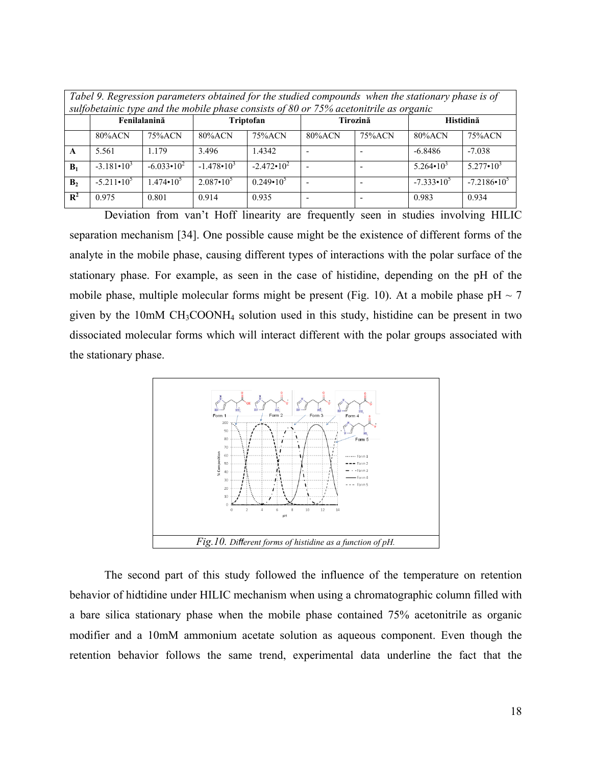*Tabel 9. Regression parameters obtained for the studied compounds when the stationary phase is of sulfobetainic type and the mobile phase consists of 80 or 75% acetonitrile as organic*

| | **Fenilalanină** | | **Triptofan** | | **Tirozină** | | **Histidină** | |
|---|---|---|---|---|---|---|---|---|
| | 80%ACN | 75%ACN | 80%ACN | 75%ACN | 80%ACN | 75%ACN | 80%ACN | 75%ACN |
| **A** | 5.561 | 1.179 | 3.496 | 1.4342 | - | - | -6.8486 | -7.038 |
| **$B_1$** | $-3.181 \cdot 10^3$ | $-6.033 \cdot 10^2$ | $-1.478 \cdot 10^3$ | $-2.472 \cdot 10^2$ | - | - | $5.264 \cdot 10^3$ | $5.277 \cdot 10^3$ |
| **$B_2$** | $-5.211 \cdot 10^5$ | $1.474 \cdot 10^5$ | $2.087 \cdot 10^5$ | $0.249 \cdot 10^5$ | - | - | $-7.333 \cdot 10^5$ | $-7.2186 \cdot 10^5$ |
| **$R^2$** | 0.975 | 0.801 | 0.914 | 0.935 | - | - | 0.983 | 0.934 |

Deviation from van't Hoff linearity are frequently seen in studies involving HILIC separation mechanism [34]. One possible cause might be the existence of different forms of the analyte in the mobile phase, causing different types of interactions with the polar surface of the stationary phase. For example, as seen in the case of histidine, depending on the pH of the mobile phase, multiple molecular forms might be present (Fig. 10). At a mobile phase pH ~ 7 given by the 10mM $CH_3COONH_4$ solution used in this study, histidine can be present in two dissociated molecular forms which will interact different with the polar groups associated with the stationary phase.

*Fig.10. Different forms of histidine as a function of pH.*

The second part of this study followed the influence of the temperature on retention behavior of hidtidine under HILIC mechanism when using a chromatographic column filled with a bare silica stationary phase when the mobile phase contained 75% acetonitrile as organic modifier and a 10mM ammonium acetate solution as aqueous component. Even though the retention behavior follows the same trend, experimental data underline the fact that the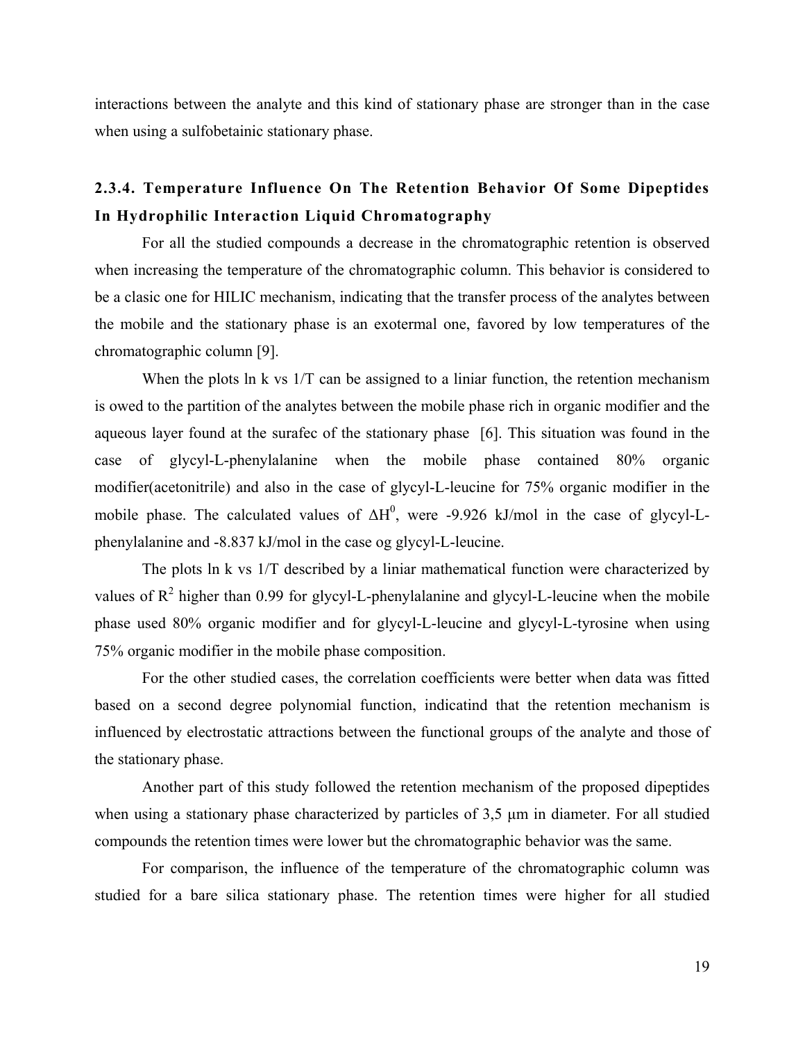interactions between the analyte and this kind of stationary phase are stronger than in the case when using a sulfobetainic stationary phase.

### 2.3.4. Temperature Influence On The Retention Behavior Of Some Dipeptides In Hydrophilic Interaction Liquid Chromatography

For all the studied compounds a decrease in the chromatographic retention is observed when increasing the temperature of the chromatographic column. This behavior is considered to be a clasic one for HILIC mechanism, indicating that the transfer process of the analytes between the mobile and the stationary phase is an exotermal one, favored by low temperatures of the chromatographic column [9].

When the plots ln k vs 1/T can be assigned to a liniar function, the retention mechanism is owed to the partition of the analytes between the mobile phase rich in organic modifier and the aqueous layer found at the surafec of the stationary phase [6]. This situation was found in the case of glycyl-L-phenylalanine when the mobile phase contained 80% organic modifier(acetonitrile) and also in the case of glycyl-L-leucine for 75% organic modifier in the mobile phase. The calculated values of $\Delta H^0$, were -9.926 kJ/mol in the case of glycyl-L-phenylalanine and -8.837 kJ/mol in the case og glycyl-L-leucine.

The plots ln k vs 1/T described by a liniar mathematical function were characterized by values of $R^2$ higher than 0.99 for glycyl-L-phenylalanine and glycyl-L-leucine when the mobile phase used 80% organic modifier and for glycyl-L-leucine and glycyl-L-tyrosine when using 75% organic modifier in the mobile phase composition.

For the other studied cases, the correlation coefficients were better when data was fitted based on a second degree polynomial function, indicatind that the retention mechanism is influenced by electrostatic attractions between the functional groups of the analyte and those of the stationary phase.

Another part of this study followed the retention mechanism of the proposed dipeptides when using a stationary phase characterized by particles of 3,5 μm in diameter. For all studied compounds the retention times were lower but the chromatographic behavior was the same.

For comparison, the influence of the temperature of the chromatographic column was studied for a bare silica stationary phase. The retention times were higher for all studied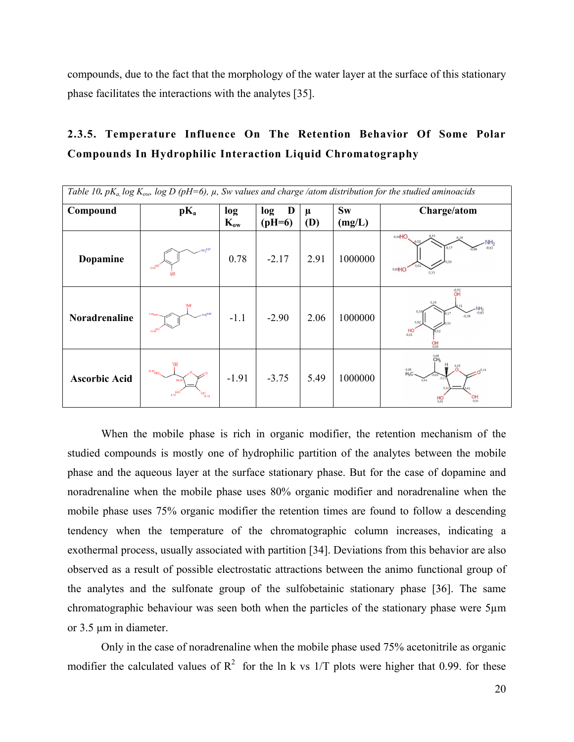compounds, due to the fact that the morphology of the water layer at the surface of this stationary phase facilitates the interactions with the analytes [35].

### 2.3.5. Temperature Influence On The Retention Behavior Of Some Polar Compounds In Hydrophilic Interaction Liquid Chromatography

*Table 10. $pK_a$, log $K_{ow}$, log D (pH=6), μ, Sw values and charge /atom distribution for the studied aminoacids*

| Compound | $pK_a$ | log $K_{ow}$ | log D (pH=6) | μ (D) | Sw (mg/L) | Charge/atom |
|---|---|---|---|---|---|---|
| Dopamine | | 0.78 | -2.17 | 2.91 | 1000000 | |
| Noradrenaline | | -1.1 | -2.90 | 2.06 | 1000000 | |
| Ascorbic Acid | | -1.91 | -3.75 | 5.49 | 1000000 | |

When the mobile phase is rich in organic modifier, the retention mechanism of the studied compounds is mostly one of hydrophilic partition of the analytes between the mobile phase and the aqueous layer at the surface stationary phase. But for the case of dopamine and noradrenaline when the mobile phase uses 80% organic modifier and noradrenaline when the mobile phase uses 75% organic modifier the retention times are found to follow a descending tendency when the temperature of the chromatographic column increases, indicating a exothermal process, usually associated with partition [34]. Deviations from this behavior are also observed as a result of possible electrostatic attractions between the animo functional group of the analytes and the sulfonate group of the sulfobetainic stationary phase [36]. The same chromatographic behaviour was seen both when the particles of the stationary phase were 5μm or 3.5 μm in diameter.

Only in the case of noradrenaline when the mobile phase used 75% acetonitrile as organic modifier the calculated values of $R^2$ for the ln k vs 1/T plots were higher that 0.99. for these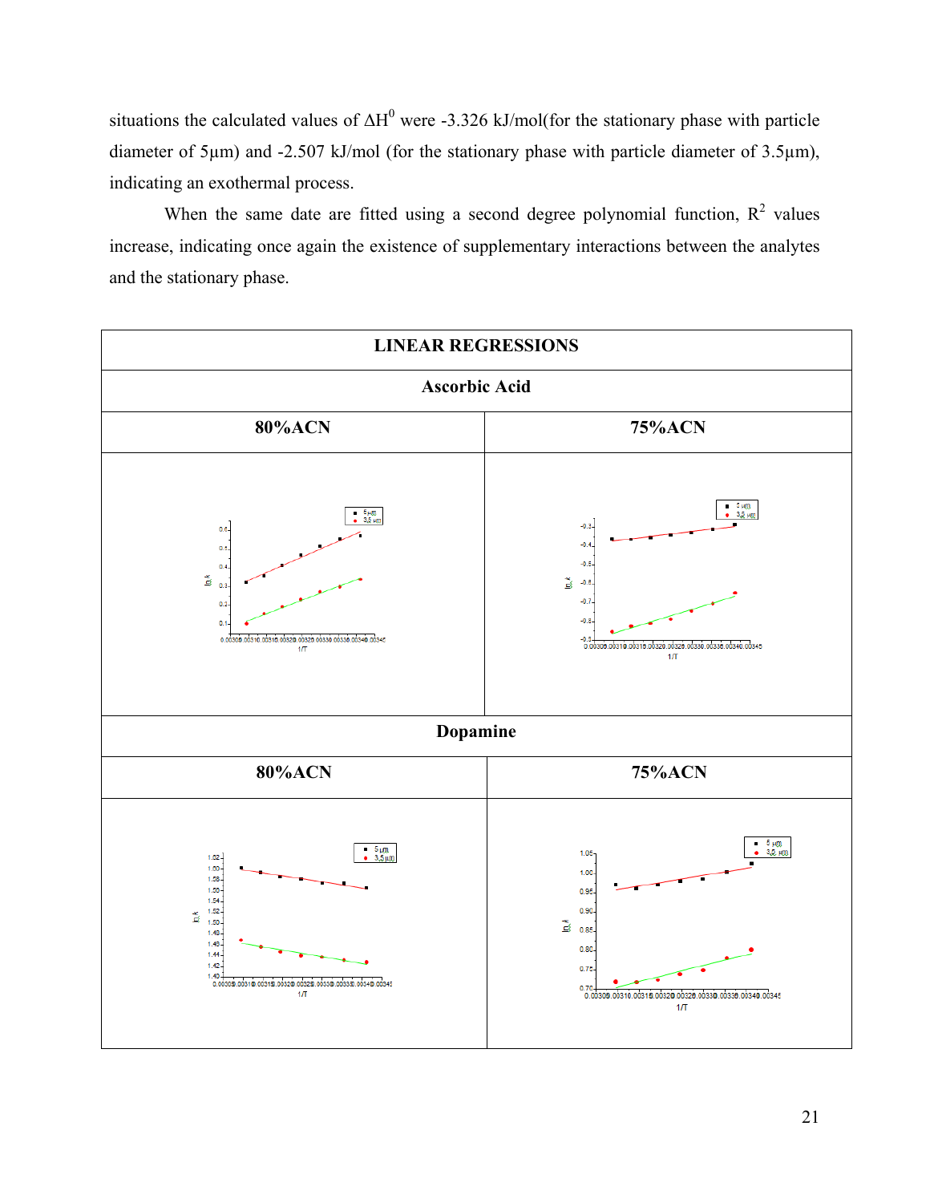situations the calculated values of $\Delta H^0$ were -3.326 kJ/mol(for the stationary phase with particle diameter of 5μm) and -2.507 kJ/mol (for the stationary phase with particle diameter of 3.5μm), indicating an exothermal process.

When the same date are fitted using a second degree polynomial function, $R^2$ values increase, indicating once again the existence of supplementary interactions between the analytes and the stationary phase.

| LINEAR REGRESSIONS | |
|---|---|
| **Ascorbic Acid** | |
| **80%ACN** | **75%ACN** |
| | |
| **Dopamine** | |
| **80%ACN** | **75%ACN** |
| | |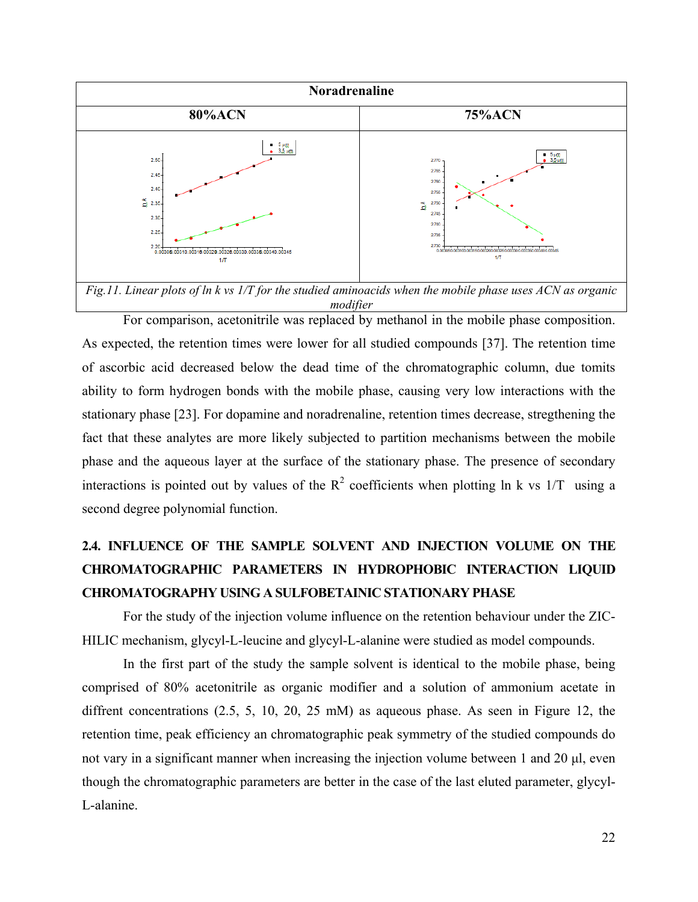| Noradrenaline | |
|---|---|
| 80%ACN | 75%ACN |
| | |

*Fig.11. Linear plots of ln k vs 1/T for the studied aminoacids when the mobile phase uses ACN as organic modifier*

For comparison, acetonitrile was replaced by methanol in the mobile phase composition. As expected, the retention times were lower for all studied compounds [37]. The retention time of ascorbic acid decreased below the dead time of the chromatographic column, due tomits ability to form hydrogen bonds with the mobile phase, causing very low interactions with the stationary phase [23]. For dopamine and noradrenaline, retention times decrease, stregthening the fact that these analytes are more likely subjected to partition mechanisms between the mobile phase and the aqueous layer at the surface of the stationary phase. The presence of secondary interactions is pointed out by values of the $R^2$ coefficients when plotting ln k vs 1/T using a second degree polynomial function.

## 2.4. INFLUENCE OF THE SAMPLE SOLVENT AND INJECTION VOLUME ON THE CHROMATOGRAPHIC PARAMETERS IN HYDROPHOBIC INTERACTION LIQUID CHROMATOGRAPHY USING A SULFOBETAINIC STATIONARY PHASE

For the study of the injection volume influence on the retention behaviour under the ZIC-HILIC mechanism, glycyl-L-leucine and glycyl-L-alanine were studied as model compounds.

In the first part of the study the sample solvent is identical to the mobile phase, being comprised of 80% acetonitrile as organic modifier and a solution of ammonium acetate in diffrent concentrations (2.5, 5, 10, 20, 25 mM) as aqueous phase. As seen in Figure 12, the retention time, peak efficiency an chromatographic peak symmetry of the studied compounds do not vary in a significant manner when increasing the injection volume between 1 and 20 µl, even though the chromatographic parameters are better in the case of the last eluted parameter, glycyl-L-alanine.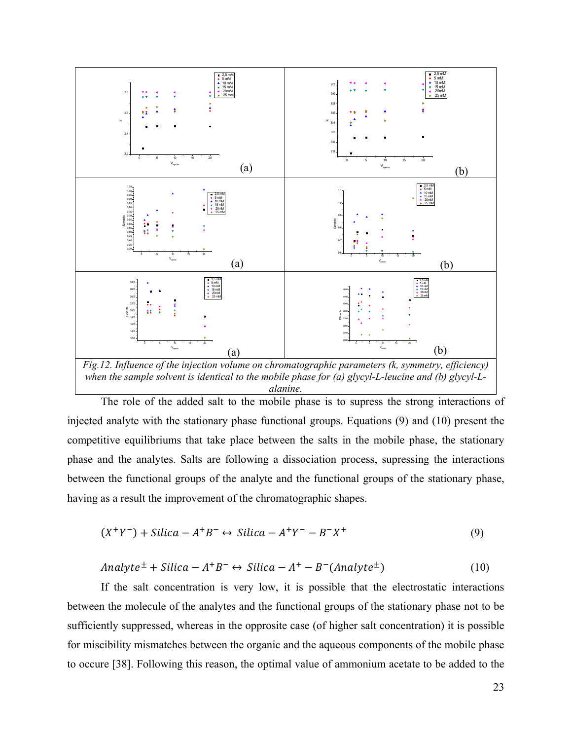Fig.12. *Influence of the injection volume on chromatographic parameters (k, symmetry, efficiency) when the sample solvent is identical to the mobile phase for (a) glycyl-L-leucine and (b) glycyl-L-alanine.*

The role of the added salt to the mobile phase is to supress the strong interactions of injected analyte with the stationary phase functional groups. Equations (9) and (10) present the competitive equilibriums that take place between the salts in the mobile phase, the stationary phase and the analytes. Salts are following a dissociation process, supressing the interactions between the functional groups of the analyte and the functional groups of the stationary phase, having as a result the improvement of the chromatographic shapes.

$$(X^{+}Y^{-}) + Silica - A^{+}B^{-} \leftrightarrow Silica - A^{+}Y^{-} - B^{-}X^{+} \tag{9}$$

$$Analyte^{\pm} + Silica - A^{+}B^{-} \leftrightarrow Silica - A^{+} - B^{-}(Analyte^{\pm}) \tag{10}$$

If the salt concentration is very low, it is possible that the electrostatic interactions between the molecule of the analytes and the functional groups of the stationary phase not to be sufficiently suppressed, whereas in the opprosite case (of higher salt concentration) it is possible for miscibility mismatches between the organic and the aqueous components of the mobile phase to occure [38]. Following this reason, the optimal value of ammonium acetate to be added to the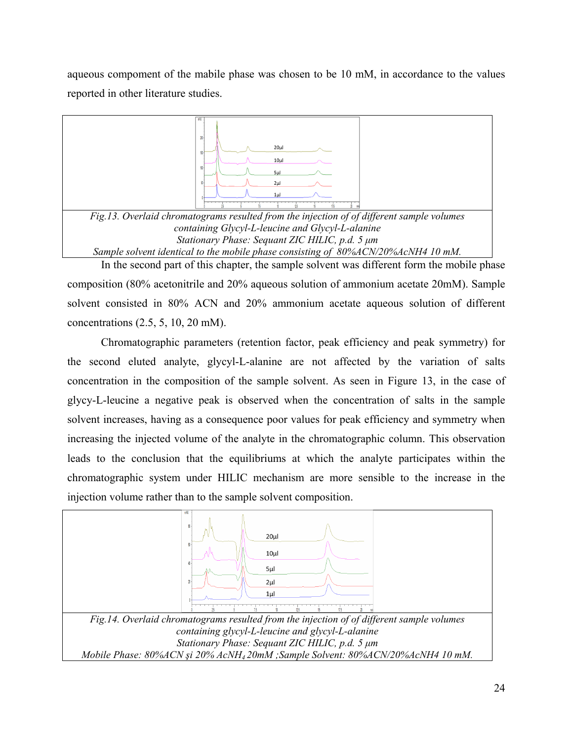aqueous compoment of the mabile phase was chosen to be 10 mM, in accordance to the values reported in other literature studies.

*Fig.13. Overlaid chromatograms resulted from the injection of of different sample volumes containing Glycyl-L-leucine and Glycyl-L-alanine*
*Stationary Phase: Sequant ZIC HILIC, p.d. 5 μm*
*Sample solvent identical to the mobile phase consisting of 80%ACN/20%AcNH4 10 mM.*

In the second part of this chapter, the sample solvent was different form the mobile phase composition (80% acetonitrile and 20% aqueous solution of ammonium acetate 20mM). Sample solvent consisted in 80% ACN and 20% ammonium acetate aqueous solution of different concentrations (2.5, 5, 10, 20 mM).

Chromatographic parameters (retention factor, peak efficiency and peak symmetry) for the second eluted analyte, glycyl-L-alanine are not affected by the variation of salts concentration in the composition of the sample solvent. As seen in Figure 13, in the case of glycy-L-leucine a negative peak is observed when the concentration of salts in the sample solvent increases, having as a consequence poor values for peak efficiency and symmetry when increasing the injected volume of the analyte in the chromatographic column. This observation leads to the conclusion that the equilibriums at which the analyte participates within the chromatographic system under HILIC mechanism are more sensible to the increase in the injection volume rather than to the sample solvent composition.

*Fig.14. Overlaid chromatograms resulted from the injection of of different sample volumes containing glycyl-L-leucine and glycyl-L-alanine*
*Stationary Phase: Sequant ZIC HILIC, p.d. 5 μm*
*Mobile Phase: 80%ACN şi 20% $AcNH_4$ 20mM ;Sample Solvent: 80%ACN/20%AcNH4 10 mM.*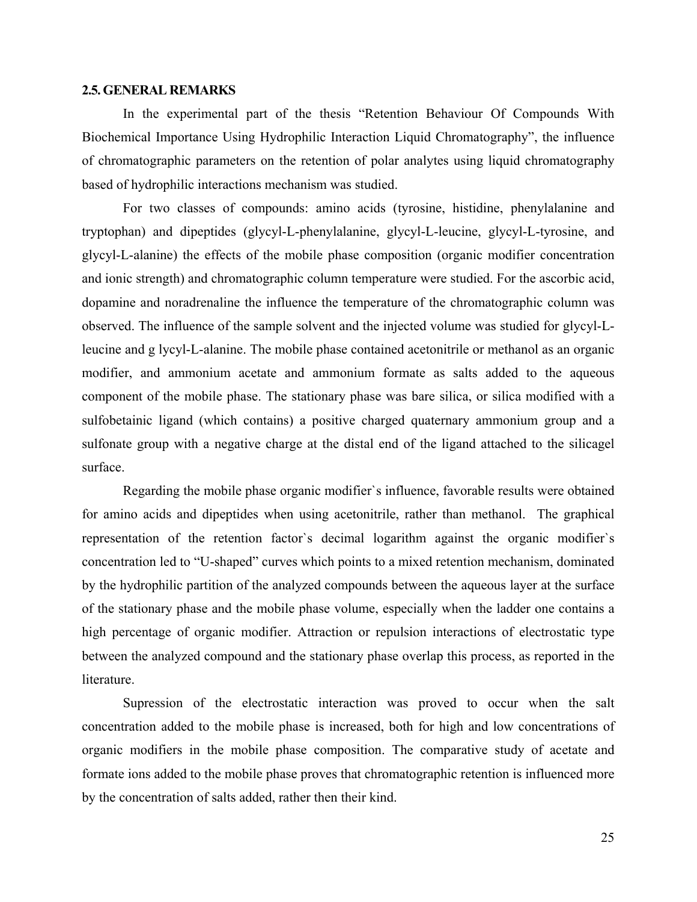## 2.5. GENERAL REMARKS

In the experimental part of the thesis "Retention Behaviour Of Compounds With Biochemical Importance Using Hydrophilic Interaction Liquid Chromatography", the influence of chromatographic parameters on the retention of polar analytes using liquid chromatography based of hydrophilic interactions mechanism was studied.

For two classes of compounds: amino acids (tyrosine, histidine, phenylalanine and tryptophan) and dipeptides (glycyl-L-phenylalanine, glycyl-L-leucine, glycyl-L-tyrosine, and glycyl-L-alanine) the effects of the mobile phase composition (organic modifier concentration and ionic strength) and chromatographic column temperature were studied. For the ascorbic acid, dopamine and noradrenaline the influence the temperature of the chromatographic column was observed. The influence of the sample solvent and the injected volume was studied for glycyl-L-leucine and g lycyl-L-alanine. The mobile phase contained acetonitrile or methanol as an organic modifier, and ammonium acetate and ammonium formate as salts added to the aqueous component of the mobile phase. The stationary phase was bare silica, or silica modified with a sulfobetainic ligand (which contains) a positive charged quaternary ammonium group and a sulfonate group with a negative charge at the distal end of the ligand attached to the silicagel surface.

Regarding the mobile phase organic modifier`s influence, favorable results were obtained for amino acids and dipeptides when using acetonitrile, rather than methanol. The graphical representation of the retention factor`s decimal logarithm against the organic modifier`s concentration led to "U-shaped" curves which points to a mixed retention mechanism, dominated by the hydrophilic partition of the analyzed compounds between the aqueous layer at the surface of the stationary phase and the mobile phase volume, especially when the ladder one contains a high percentage of organic modifier. Attraction or repulsion interactions of electrostatic type between the analyzed compound and the stationary phase overlap this process, as reported in the literature.

Supression of the electrostatic interaction was proved to occur when the salt concentration added to the mobile phase is increased, both for high and low concentrations of organic modifiers in the mobile phase composition. The comparative study of acetate and formate ions added to the mobile phase proves that chromatographic retention is influenced more by the concentration of salts added, rather then their kind.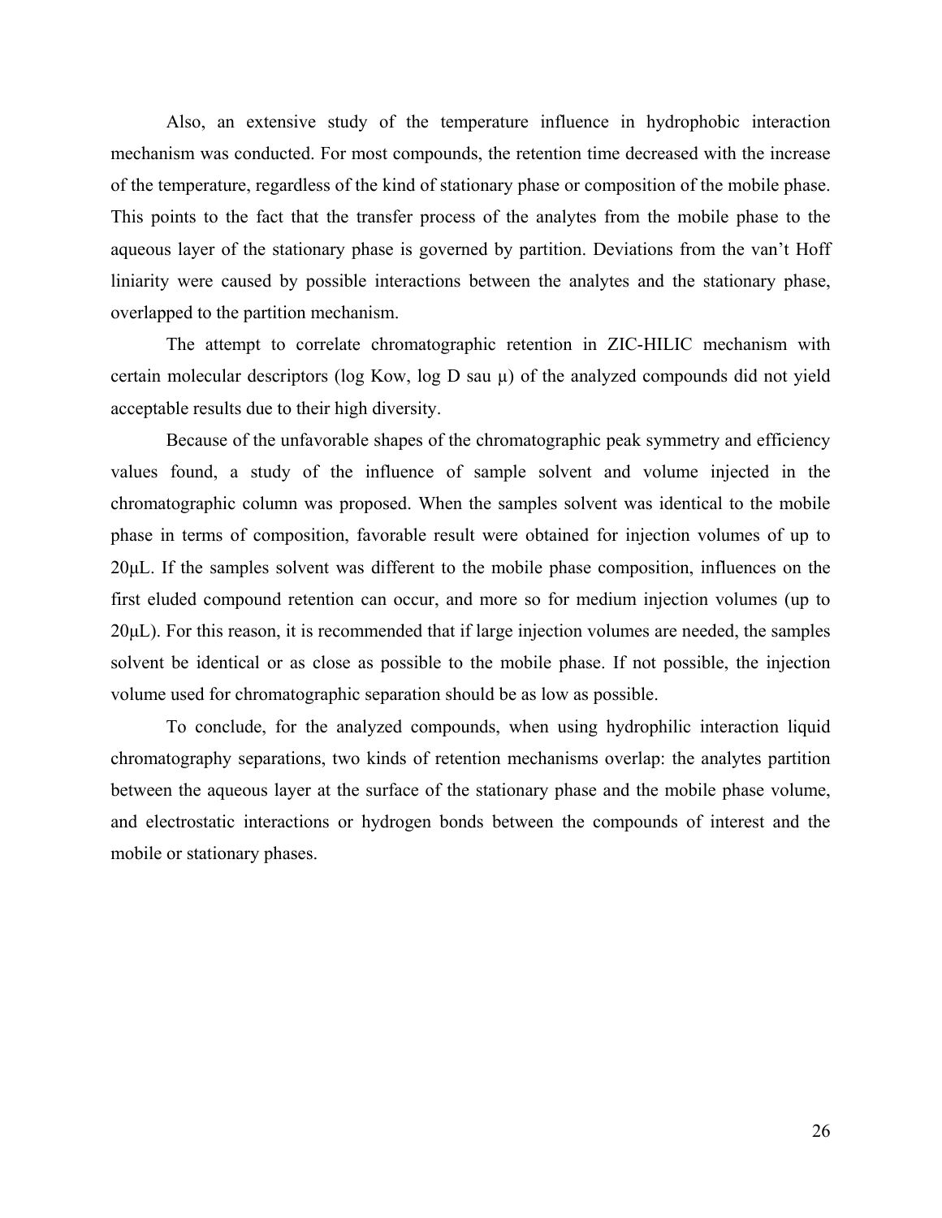Also, an extensive study of the temperature influence in hydrophobic interaction mechanism was conducted. For most compounds, the retention time decreased with the increase of the temperature, regardless of the kind of stationary phase or composition of the mobile phase. This points to the fact that the transfer process of the analytes from the mobile phase to the aqueous layer of the stationary phase is governed by partition. Deviations from the van't Hoff liniarity were caused by possible interactions between the analytes and the stationary phase, overlapped to the partition mechanism.

The attempt to correlate chromatographic retention in ZIC-HILIC mechanism with certain molecular descriptors (log Kow, log D sau μ) of the analyzed compounds did not yield acceptable results due to their high diversity.

Because of the unfavorable shapes of the chromatographic peak symmetry and efficiency values found, a study of the influence of sample solvent and volume injected in the chromatographic column was proposed. When the samples solvent was identical to the mobile phase in terms of composition, favorable result were obtained for injection volumes of up to 20μL. If the samples solvent was different to the mobile phase composition, influences on the first eluded compound retention can occur, and more so for medium injection volumes (up to 20μL). For this reason, it is recommended that if large injection volumes are needed, the samples solvent be identical or as close as possible to the mobile phase. If not possible, the injection volume used for chromatographic separation should be as low as possible.

To conclude, for the analyzed compounds, when using hydrophilic interaction liquid chromatography separations, two kinds of retention mechanisms overlap: the analytes partition between the aqueous layer at the surface of the stationary phase and the mobile phase volume, and electrostatic interactions or hydrogen bonds between the compounds of interest and the mobile or stationary phases.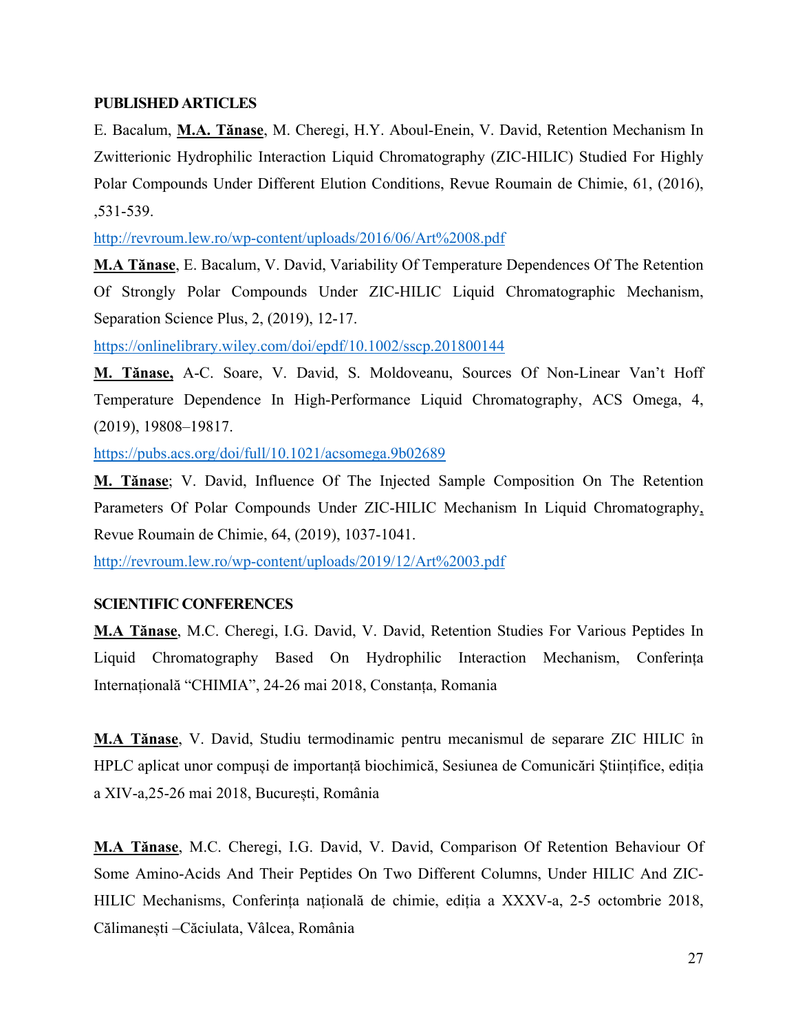**PUBLISHED ARTICLES**

E. Bacalum, **M.A. Tănase**, M. Cheregi, H.Y. Aboul-Enein, V. David, Retention Mechanism In Zwitterionic Hydrophilic Interaction Liquid Chromatography (ZIC-HILIC) Studied For Highly Polar Compounds Under Different Elution Conditions, Revue Roumain de Chimie, 61, (2016), ,531-539.

http://revroum.lew.ro/wp-content/uploads/2016/06/Art%2008.pdf

**M.A Tănase**, E. Bacalum, V. David, Variability Of Temperature Dependences Of The Retention Of Strongly Polar Compounds Under ZIC-HILIC Liquid Chromatographic Mechanism, Separation Science Plus, 2, (2019), 12-17.

https://onlinelibrary.wiley.com/doi/epdf/10.1002/sscp.201800144

**M. Tănase,** A-C. Soare, V. David, S. Moldoveanu, Sources Of Non-Linear Van't Hoff Temperature Dependence In High-Performance Liquid Chromatography, ACS Omega, 4, (2019), 19808–19817.

https://pubs.acs.org/doi/full/10.1021/acsomega.9b02689

**M. Tănase**; V. David, Influence Of The Injected Sample Composition On The Retention Parameters Of Polar Compounds Under ZIC-HILIC Mechanism In Liquid Chromatography, Revue Roumain de Chimie, 64, (2019), 1037-1041.

http://revroum.lew.ro/wp-content/uploads/2019/12/Art%2003.pdf

**SCIENTIFIC CONFERENCES**

**M.A Tănase**, M.C. Cheregi, I.G. David, V. David, Retention Studies For Various Peptides In Liquid Chromatography Based On Hydrophilic Interaction Mechanism, Conferința Internațională "CHIMIA", 24-26 mai 2018, Constanța, Romania

**M.A Tănase**, V. David, Studiu termodinamic pentru mecanismul de separare ZIC HILIC în HPLC aplicat unor compuși de importanță biochimică, Sesiunea de Comunicări Științifice, ediția a XIV-a,25-26 mai 2018, București, România

**M.A Tănase**, M.C. Cheregi, I.G. David, V. David, Comparison Of Retention Behaviour Of Some Amino-Acids And Their Peptides On Two Different Columns, Under HILIC And ZIC-HILIC Mechanisms, Conferința națională de chimie, ediția a XXXV-a, 2-5 octombrie 2018, Călimanești –Căciulata, Vâlcea, România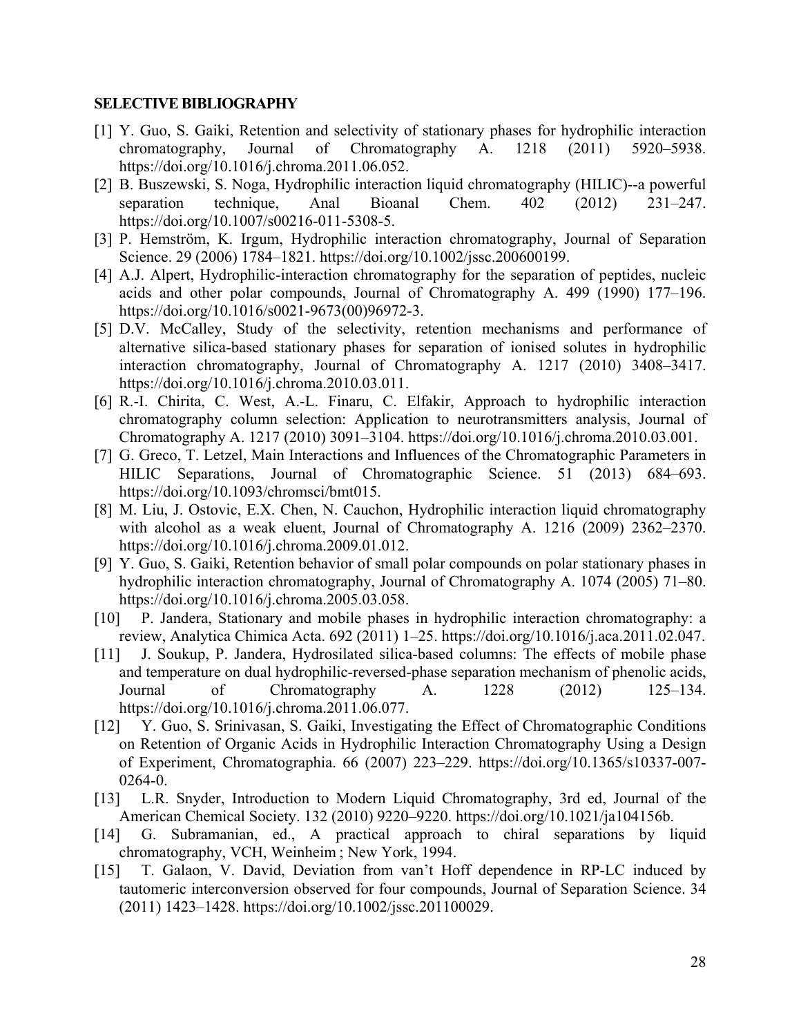## SELECTIVE BIBLIOGRAPHY

[1] Y. Guo, S. Gaiki, Retention and selectivity of stationary phases for hydrophilic interaction chromatography, Journal of Chromatography A. 1218 (2011) 5920–5938. https://doi.org/10.1016/j.chroma.2011.06.052.

[2] B. Buszewski, S. Noga, Hydrophilic interaction liquid chromatography (HILIC)--a powerful separation technique, Anal Bioanal Chem. 402 (2012) 231–247. https://doi.org/10.1007/s00216-011-5308-5.

[3] P. Hemström, K. Irgum, Hydrophilic interaction chromatography, Journal of Separation Science. 29 (2006) 1784–1821. https://doi.org/10.1002/jssc.200600199.

[4] A.J. Alpert, Hydrophilic-interaction chromatography for the separation of peptides, nucleic acids and other polar compounds, Journal of Chromatography A. 499 (1990) 177–196. https://doi.org/10.1016/s0021-9673(00)96972-3.

[5] D.V. McCalley, Study of the selectivity, retention mechanisms and performance of alternative silica-based stationary phases for separation of ionised solutes in hydrophilic interaction chromatography, Journal of Chromatography A. 1217 (2010) 3408–3417. https://doi.org/10.1016/j.chroma.2010.03.011.

[6] R.-I. Chirita, C. West, A.-L. Finaru, C. Elfakir, Approach to hydrophilic interaction chromatography column selection: Application to neurotransmitters analysis, Journal of Chromatography A. 1217 (2010) 3091–3104. https://doi.org/10.1016/j.chroma.2010.03.001.

[7] G. Greco, T. Letzel, Main Interactions and Influences of the Chromatographic Parameters in HILIC Separations, Journal of Chromatographic Science. 51 (2013) 684–693. https://doi.org/10.1093/chromsci/bmt015.

[8] M. Liu, J. Ostovic, E.X. Chen, N. Cauchon, Hydrophilic interaction liquid chromatography with alcohol as a weak eluent, Journal of Chromatography A. 1216 (2009) 2362–2370. https://doi.org/10.1016/j.chroma.2009.01.012.

[9] Y. Guo, S. Gaiki, Retention behavior of small polar compounds on polar stationary phases in hydrophilic interaction chromatography, Journal of Chromatography A. 1074 (2005) 71–80. https://doi.org/10.1016/j.chroma.2005.03.058.

[10] P. Jandera, Stationary and mobile phases in hydrophilic interaction chromatography: a review, Analytica Chimica Acta. 692 (2011) 1–25. https://doi.org/10.1016/j.aca.2011.02.047.

[11] J. Soukup, P. Jandera, Hydrosilated silica-based columns: The effects of mobile phase and temperature on dual hydrophilic-reversed-phase separation mechanism of phenolic acids, Journal of Chromatography A. 1228 (2012) 125–134. https://doi.org/10.1016/j.chroma.2011.06.077.

[12] Y. Guo, S. Srinivasan, S. Gaiki, Investigating the Effect of Chromatographic Conditions on Retention of Organic Acids in Hydrophilic Interaction Chromatography Using a Design of Experiment, Chromatographia. 66 (2007) 223–229. https://doi.org/10.1365/s10337-007-0264-0.

[13] L.R. Snyder, Introduction to Modern Liquid Chromatography, 3rd ed, Journal of the American Chemical Society. 132 (2010) 9220–9220. https://doi.org/10.1021/ja104156b.

[14] G. Subramanian, ed., A practical approach to chiral separations by liquid chromatography, VCH, Weinheim ; New York, 1994.

[15] T. Galaon, V. David, Deviation from van't Hoff dependence in RP-LC induced by tautomeric interconversion observed for four compounds, Journal of Separation Science. 34 (2011) 1423–1428. https://doi.org/10.1002/jssc.201100029.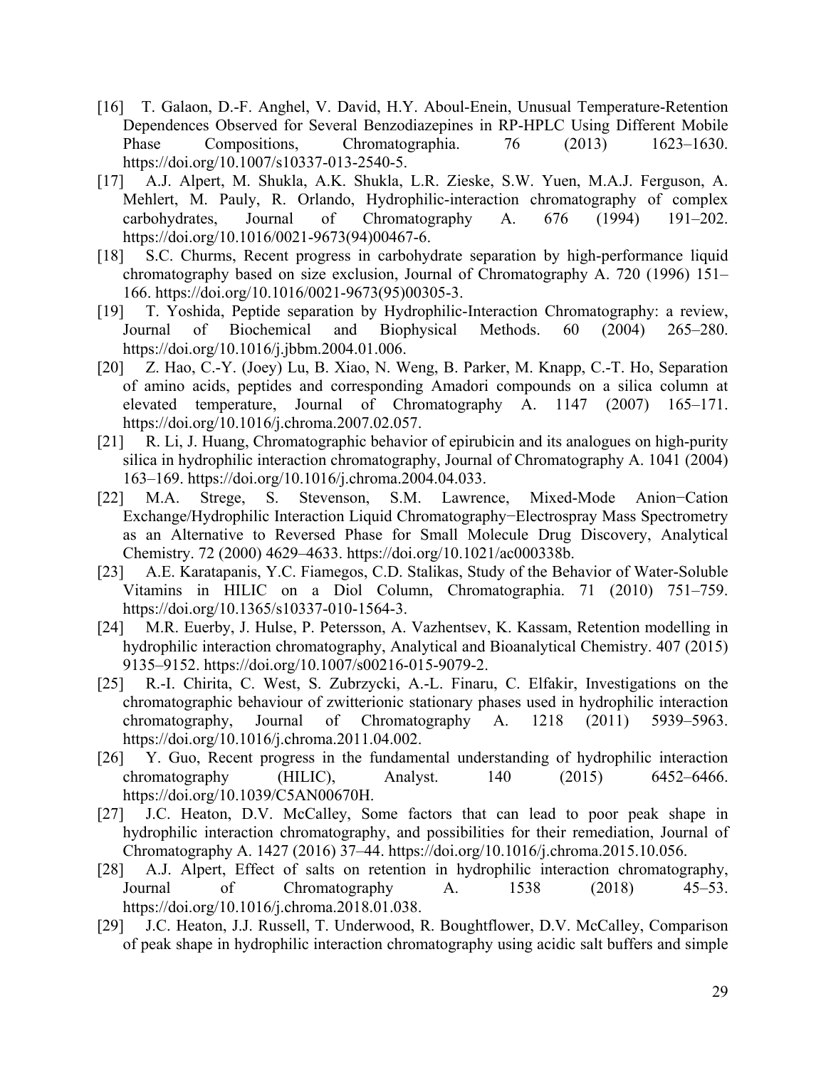[16] T. Galaon, D.-F. Anghel, V. David, H.Y. Aboul-Enein, Unusual Temperature-Retention Dependences Observed for Several Benzodiazepines in RP-HPLC Using Different Mobile Phase Compositions, Chromatographia. 76 (2013) 1623–1630. https://doi.org/10.1007/s10337-013-2540-5.

[17] A.J. Alpert, M. Shukla, A.K. Shukla, L.R. Zieske, S.W. Yuen, M.A.J. Ferguson, A. Mehlert, M. Pauly, R. Orlando, Hydrophilic-interaction chromatography of complex carbohydrates, Journal of Chromatography A. 676 (1994) 191–202. https://doi.org/10.1016/0021-9673(94)00467-6.

[18] S.C. Churms, Recent progress in carbohydrate separation by high-performance liquid chromatography based on size exclusion, Journal of Chromatography A. 720 (1996) 151–166. https://doi.org/10.1016/0021-9673(95)00305-3.

[19] T. Yoshida, Peptide separation by Hydrophilic-Interaction Chromatography: a review, Journal of Biochemical and Biophysical Methods. 60 (2004) 265–280. https://doi.org/10.1016/j.jbbm.2004.01.006.

[20] Z. Hao, C.-Y. (Joey) Lu, B. Xiao, N. Weng, B. Parker, M. Knapp, C.-T. Ho, Separation of amino acids, peptides and corresponding Amadori compounds on a silica column at elevated temperature, Journal of Chromatography A. 1147 (2007) 165–171. https://doi.org/10.1016/j.chroma.2007.02.057.

[21] R. Li, J. Huang, Chromatographic behavior of epirubicin and its analogues on high-purity silica in hydrophilic interaction chromatography, Journal of Chromatography A. 1041 (2004) 163–169. https://doi.org/10.1016/j.chroma.2004.04.033.

[22] M.A. Strege, S. Stevenson, S.M. Lawrence, Mixed-Mode Anion−Cation Exchange/Hydrophilic Interaction Liquid Chromatography−Electrospray Mass Spectrometry as an Alternative to Reversed Phase for Small Molecule Drug Discovery, Analytical Chemistry. 72 (2000) 4629–4633. https://doi.org/10.1021/ac000338b.

[23] A.E. Karatapanis, Y.C. Fiamegos, C.D. Stalikas, Study of the Behavior of Water-Soluble Vitamins in HILIC on a Diol Column, Chromatographia. 71 (2010) 751–759. https://doi.org/10.1365/s10337-010-1564-3.

[24] M.R. Euerby, J. Hulse, P. Petersson, A. Vazhentsev, K. Kassam, Retention modelling in hydrophilic interaction chromatography, Analytical and Bioanalytical Chemistry. 407 (2015) 9135–9152. https://doi.org/10.1007/s00216-015-9079-2.

[25] R.-I. Chirita, C. West, S. Zubrzycki, A.-L. Finaru, C. Elfakir, Investigations on the chromatographic behaviour of zwitterionic stationary phases used in hydrophilic interaction chromatography, Journal of Chromatography A. 1218 (2011) 5939–5963. https://doi.org/10.1016/j.chroma.2011.04.002.

[26] Y. Guo, Recent progress in the fundamental understanding of hydrophilic interaction chromatography (HILIC), Analyst. 140 (2015) 6452–6466. https://doi.org/10.1039/C5AN00670H.

[27] J.C. Heaton, D.V. McCalley, Some factors that can lead to poor peak shape in hydrophilic interaction chromatography, and possibilities for their remediation, Journal of Chromatography A. 1427 (2016) 37–44. https://doi.org/10.1016/j.chroma.2015.10.056.

[28] A.J. Alpert, Effect of salts on retention in hydrophilic interaction chromatography, Journal of Chromatography A. 1538 (2018) 45–53. https://doi.org/10.1016/j.chroma.2018.01.038.

[29] J.C. Heaton, J.J. Russell, T. Underwood, R. Boughtflower, D.V. McCalley, Comparison of peak shape in hydrophilic interaction chromatography using acidic salt buffers and simple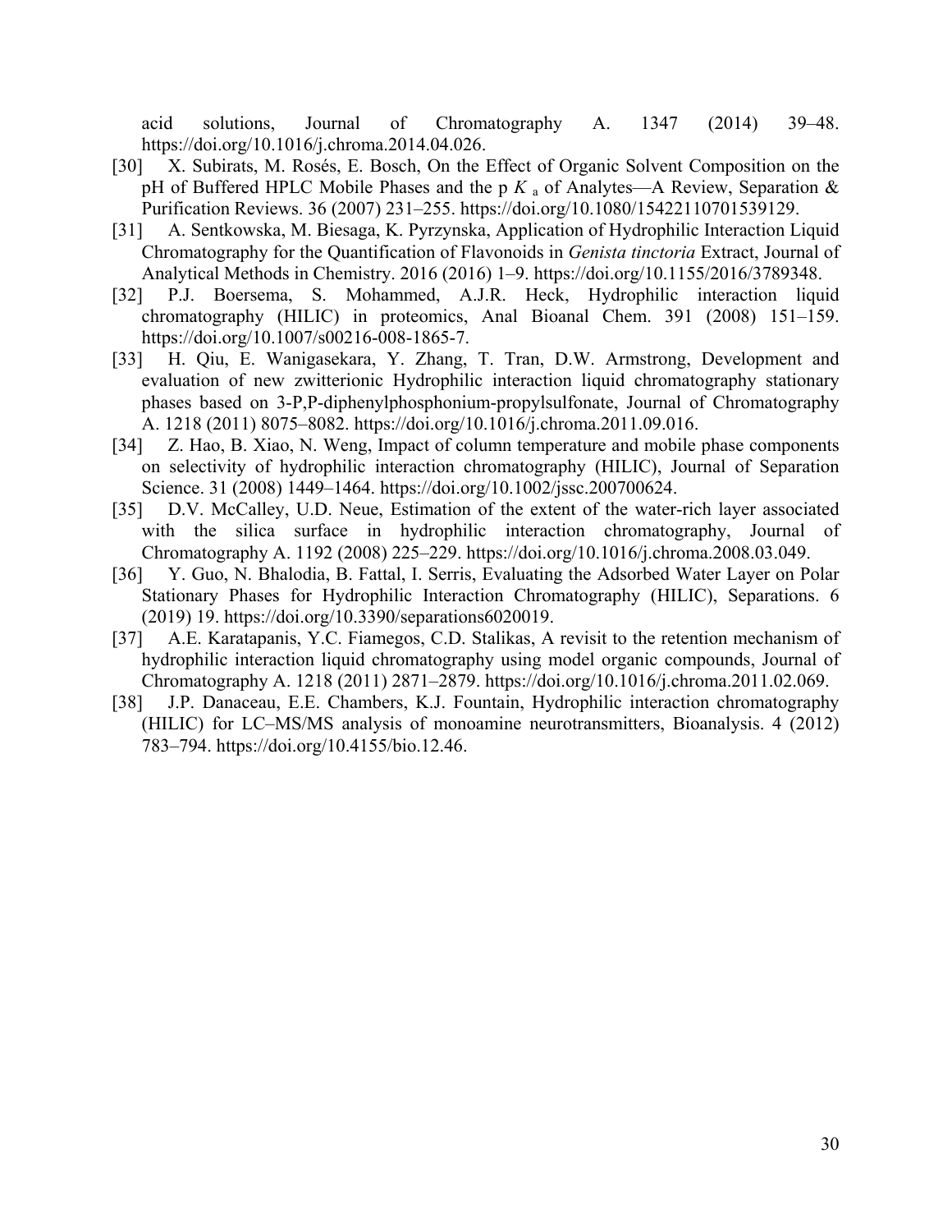acid solutions, Journal of Chromatography A. 1347 (2014) 39–48. https://doi.org/10.1016/j.chroma.2014.04.026.

[30] X. Subirats, M. Rosés, E. Bosch, On the Effect of Organic Solvent Composition on the pH of Buffered HPLC Mobile Phases and the p $K_a$ of Analytes—A Review, Separation & Purification Reviews. 36 (2007) 231–255. https://doi.org/10.1080/15422110701539129.

[31] A. Sentkowska, M. Biesaga, K. Pyrzynska, Application of Hydrophilic Interaction Liquid Chromatography for the Quantification of Flavonoids in *Genista tinctoria* Extract, Journal of Analytical Methods in Chemistry. 2016 (2016) 1–9. https://doi.org/10.1155/2016/3789348.

[32] P.J. Boersema, S. Mohammed, A.J.R. Heck, Hydrophilic interaction liquid chromatography (HILIC) in proteomics, Anal Bioanal Chem. 391 (2008) 151–159. https://doi.org/10.1007/s00216-008-1865-7.

[33] H. Qiu, E. Wanigasekara, Y. Zhang, T. Tran, D.W. Armstrong, Development and evaluation of new zwitterionic Hydrophilic interaction liquid chromatography stationary phases based on 3-P,P-diphenylphosphonium-propylsulfonate, Journal of Chromatography A. 1218 (2011) 8075–8082. https://doi.org/10.1016/j.chroma.2011.09.016.

[34] Z. Hao, B. Xiao, N. Weng, Impact of column temperature and mobile phase components on selectivity of hydrophilic interaction chromatography (HILIC), Journal of Separation Science. 31 (2008) 1449–1464. https://doi.org/10.1002/jssc.200700624.

[35] D.V. McCalley, U.D. Neue, Estimation of the extent of the water-rich layer associated with the silica surface in hydrophilic interaction chromatography, Journal of Chromatography A. 1192 (2008) 225–229. https://doi.org/10.1016/j.chroma.2008.03.049.

[36] Y. Guo, N. Bhalodia, B. Fattal, I. Serris, Evaluating the Adsorbed Water Layer on Polar Stationary Phases for Hydrophilic Interaction Chromatography (HILIC), Separations. 6 (2019) 19. https://doi.org/10.3390/separations6020019.

[37] A.E. Karatapanis, Y.C. Fiamegos, C.D. Stalikas, A revisit to the retention mechanism of hydrophilic interaction liquid chromatography using model organic compounds, Journal of Chromatography A. 1218 (2011) 2871–2879. https://doi.org/10.1016/j.chroma.2011.02.069.

[38] J.P. Danaceau, E.E. Chambers, K.J. Fountain, Hydrophilic interaction chromatography (HILIC) for LC–MS/MS analysis of monoamine neurotransmitters, Bioanalysis. 4 (2012) 783–794. https://doi.org/10.4155/bio.12.46.